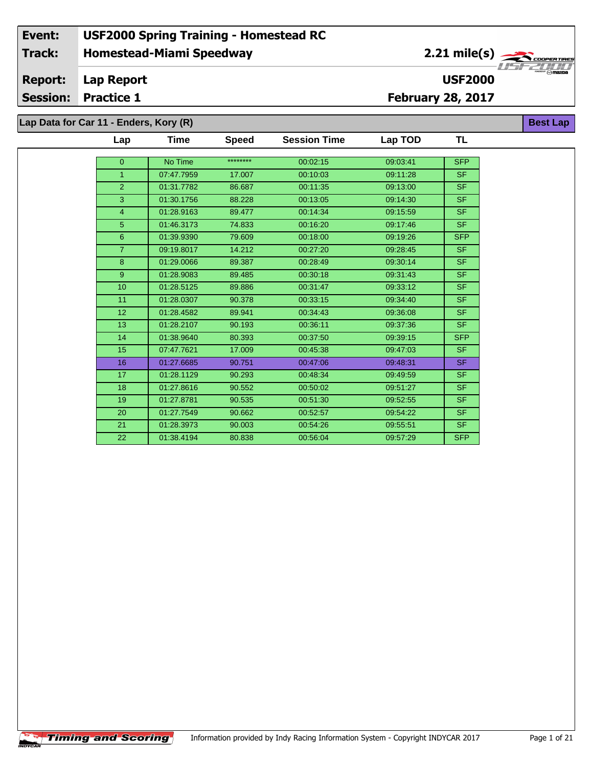| Event: | USF2000 Spring Training - Homestead RC | |
|---|---|---|
| Track: | Homestead-Miami Speedway | 2.21 mile(s) |
| Report: | Lap Report | USF2000 |
| Session: | Practice 1 | February 28, 2017 |

## Lap Data for Car 11 - Enders, Kory (R)

**Best Lap**

| Lap | Time | Speed | Session Time | Lap TOD | TL |
|---|---|---|---|---|---|
| 0 | No Time | ******** | 00:02:15 | 09:03:41 | SFP |
| 1 | 07:47.7959 | 17.007 | 00:10:03 | 09:11:28 | SF |
| 2 | 01:31.7782 | 86.687 | 00:11:35 | 09:13:00 | SF |
| 3 | 01:30.1756 | 88.228 | 00:13:05 | 09:14:30 | SF |
| 4 | 01:28.9163 | 89.477 | 00:14:34 | 09:15:59 | SF |
| 5 | 01:46.3173 | 74.833 | 00:16:20 | 09:17:46 | SF |
| 6 | 01:39.9390 | 79.609 | 00:18:00 | 09:19:26 | SFP |
| 7 | 09:19.8017 | 14.212 | 00:27:20 | 09:28:45 | SF |
| 8 | 01:29.0066 | 89.387 | 00:28:49 | 09:30:14 | SF |
| 9 | 01:28.9083 | 89.485 | 00:30:18 | 09:31:43 | SF |
| 10 | 01:28.5125 | 89.886 | 00:31:47 | 09:33:12 | SF |
| 11 | 01:28.0307 | 90.378 | 00:33:15 | 09:34:40 | SF |
| 12 | 01:28.4582 | 89.941 | 00:34:43 | 09:36:08 | SF |
| 13 | 01:28.2107 | 90.193 | 00:36:11 | 09:37:36 | SF |
| 14 | 01:38.9640 | 80.393 | 00:37:50 | 09:39:15 | SFP |
| 15 | 07:47.7621 | 17.009 | 00:45:38 | 09:47:03 | SF |
| 16 | 01:27.6685 | 90.751 | 00:47:06 | 09:48:31 | SF |
| 17 | 01:28.1129 | 90.293 | 00:48:34 | 09:49:59 | SF |
| 18 | 01:27.8616 | 90.552 | 00:50:02 | 09:51:27 | SF |
| 19 | 01:27.8781 | 90.535 | 00:51:30 | 09:52:55 | SF |
| 20 | 01:27.7549 | 90.662 | 00:52:57 | 09:54:22 | SF |
| 21 | 01:28.3973 | 90.003 | 00:54:26 | 09:55:51 | SF |
| 22 | 01:38.4194 | 80.838 | 00:56:04 | 09:57:29 | SFP |

Information provided by Indy Racing Information System - Copyright INDYCAR 2017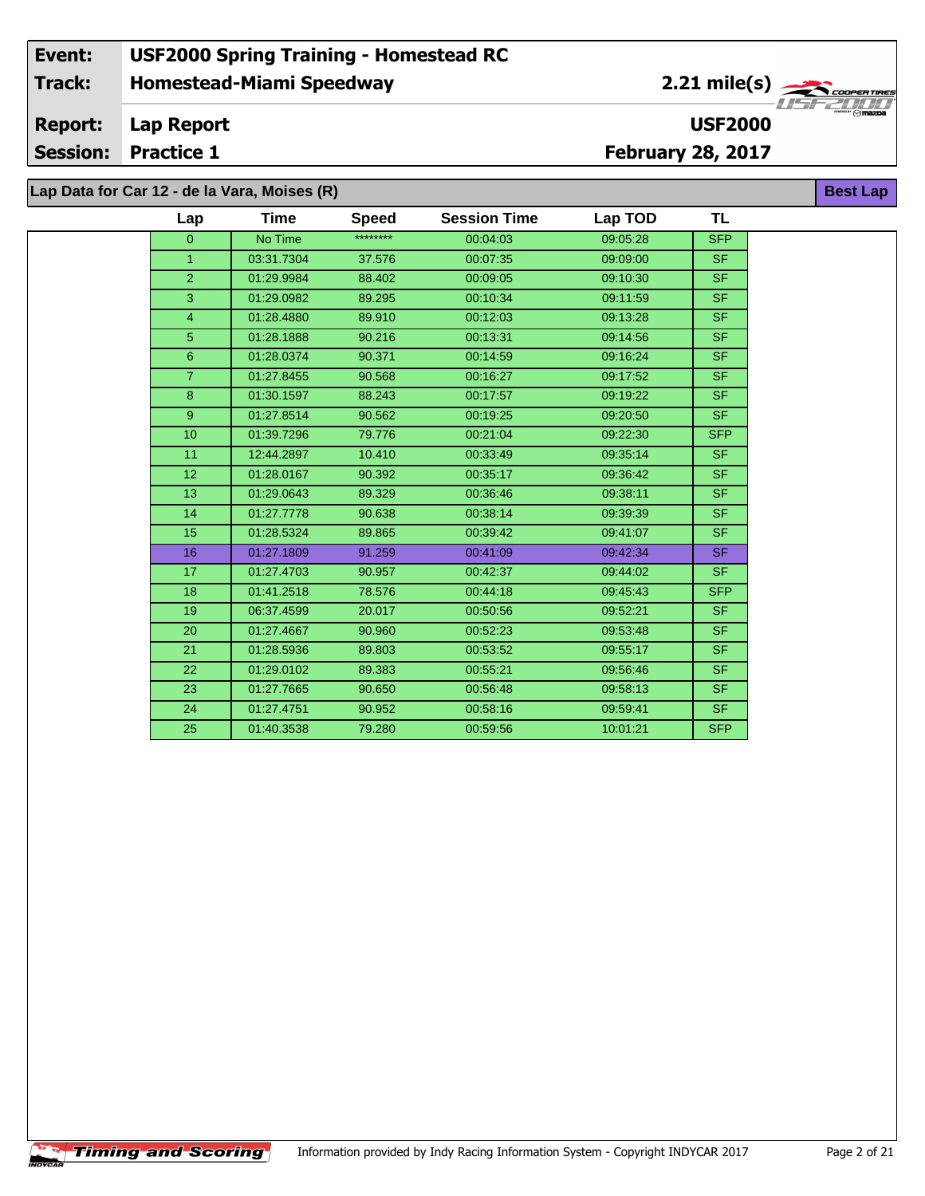| Event: | USF2000 Spring Training - Homestead RC | |
|---|---|---|
| Track: | Homestead-Miami Speedway | 2.21 mile(s) |
| Report: | Lap Report | USF2000 |
| Session: | Practice 1 | February 28, 2017 |

## Lap Data for Car 12 - de la Vara, Moises (R)

**Best Lap**

| Lap | Time | Speed | Session Time | Lap TOD | TL |
|---|---|---|---|---|---|
| 0 | No Time | ******** | 00:04:03 | 09:05:28 | SFP |
| 1 | 03:31.7304 | 37.576 | 00:07:35 | 09:09:00 | SF |
| 2 | 01:29.9984 | 88.402 | 00:09:05 | 09:10:30 | SF |
| 3 | 01:29.0982 | 89.295 | 00:10:34 | 09:11:59 | SF |
| 4 | 01:28.4880 | 89.910 | 00:12:03 | 09:13:28 | SF |
| 5 | 01:28.1888 | 90.216 | 00:13:31 | 09:14:56 | SF |
| 6 | 01:28.0374 | 90.371 | 00:14:59 | 09:16:24 | SF |
| 7 | 01:27.8455 | 90.568 | 00:16:27 | 09:17:52 | SF |
| 8 | 01:30.1597 | 88.243 | 00:17:57 | 09:19:22 | SF |
| 9 | 01:27.8514 | 90.562 | 00:19:25 | 09:20:50 | SF |
| 10 | 01:39.7296 | 79.776 | 00:21:04 | 09:22:30 | SFP |
| 11 | 12:44.2897 | 10.410 | 00:33:49 | 09:35:14 | SF |
| 12 | 01:28.0167 | 90.392 | 00:35:17 | 09:36:42 | SF |
| 13 | 01:29.0643 | 89.329 | 00:36:46 | 09:38:11 | SF |
| 14 | 01:27.7778 | 90.638 | 00:38:14 | 09:39:39 | SF |
| 15 | 01:28.5324 | 89.865 | 00:39:42 | 09:41:07 | SF |
| 16 | 01:27.1809 | 91.259 | 00:41:09 | 09:42:34 | SF |
| 17 | 01:27.4703 | 90.957 | 00:42:37 | 09:44:02 | SF |
| 18 | 01:41.2518 | 78.576 | 00:44:18 | 09:45:43 | SFP |
| 19 | 06:37.4599 | 20.017 | 00:50:56 | 09:52:21 | SF |
| 20 | 01:27.4667 | 90.960 | 00:52:23 | 09:53:48 | SF |
| 21 | 01:28.5936 | 89.803 | 00:53:52 | 09:55:17 | SF |
| 22 | 01:29.0102 | 89.383 | 00:55:21 | 09:56:46 | SF |
| 23 | 01:27.7665 | 90.650 | 00:56:48 | 09:58:13 | SF |
| 24 | 01:27.4751 | 90.952 | 00:58:16 | 09:59:41 | SF |
| 25 | 01:40.3538 | 79.280 | 00:59:56 | 10:01:21 | SFP |

Information provided by Indy Racing Information System - Copyright INDYCAR 2017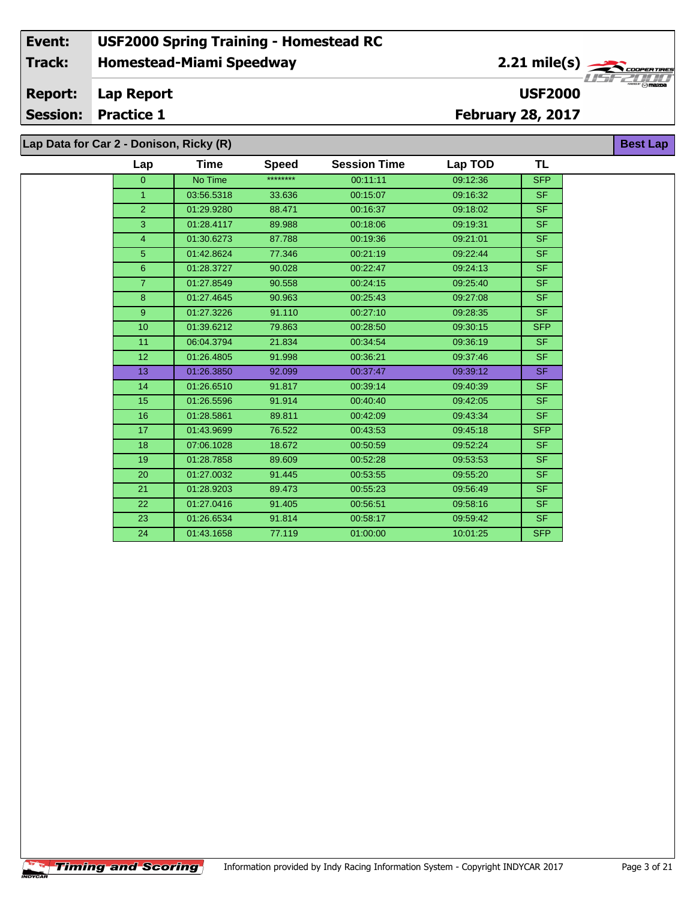| Event: | USF2000 Spring Training - Homestead RC |
|---|---|
| Track: | Homestead-Miami Speedway — 2.21 mile(s) |
| Report: | Lap Report — USF2000 |
| Session: | Practice 1 — February 28, 2017 |

## Lap Data for Car 2 - Donison, Ricky (R)

**Best Lap**

| Lap | Time | Speed | Session Time | Lap TOD | TL |
|---|---|---|---|---|---|
| 0 | No Time | ******** | 00:11:11 | 09:12:36 | SFP |
| 1 | 03:56.5318 | 33.636 | 00:15:07 | 09:16:32 | SF |
| 2 | 01:29.9280 | 88.471 | 00:16:37 | 09:18:02 | SF |
| 3 | 01:28.4117 | 89.988 | 00:18:06 | 09:19:31 | SF |
| 4 | 01:30.6273 | 87.788 | 00:19:36 | 09:21:01 | SF |
| 5 | 01:42.8624 | 77.346 | 00:21:19 | 09:22:44 | SF |
| 6 | 01:28.3727 | 90.028 | 00:22:47 | 09:24:13 | SF |
| 7 | 01:27.8549 | 90.558 | 00:24:15 | 09:25:40 | SF |
| 8 | 01:27.4645 | 90.963 | 00:25:43 | 09:27:08 | SF |
| 9 | 01:27.3226 | 91.110 | 00:27:10 | 09:28:35 | SF |
| 10 | 01:39.6212 | 79.863 | 00:28:50 | 09:30:15 | SFP |
| 11 | 06:04.3794 | 21.834 | 00:34:54 | 09:36:19 | SF |
| 12 | 01:26.4805 | 91.998 | 00:36:21 | 09:37:46 | SF |
| 13 | 01:26.3850 | 92.099 | 00:37:47 | 09:39:12 | SF |
| 14 | 01:26.6510 | 91.817 | 00:39:14 | 09:40:39 | SF |
| 15 | 01:26.5596 | 91.914 | 00:40:40 | 09:42:05 | SF |
| 16 | 01:28.5861 | 89.811 | 00:42:09 | 09:43:34 | SF |
| 17 | 01:43.9699 | 76.522 | 00:43:53 | 09:45:18 | SFP |
| 18 | 07:06.1028 | 18.672 | 00:50:59 | 09:52:24 | SF |
| 19 | 01:28.7858 | 89.609 | 00:52:28 | 09:53:53 | SF |
| 20 | 01:27.0032 | 91.445 | 00:53:55 | 09:55:20 | SF |
| 21 | 01:28.9203 | 89.473 | 00:55:23 | 09:56:49 | SF |
| 22 | 01:27.0416 | 91.405 | 00:56:51 | 09:58:16 | SF |
| 23 | 01:26.6534 | 91.814 | 00:58:17 | 09:59:42 | SF |
| 24 | 01:43.1658 | 77.119 | 01:00:00 | 10:01:25 | SFP |

Timing and Scoring — Information provided by Indy Racing Information System - Copyright INDYCAR 2017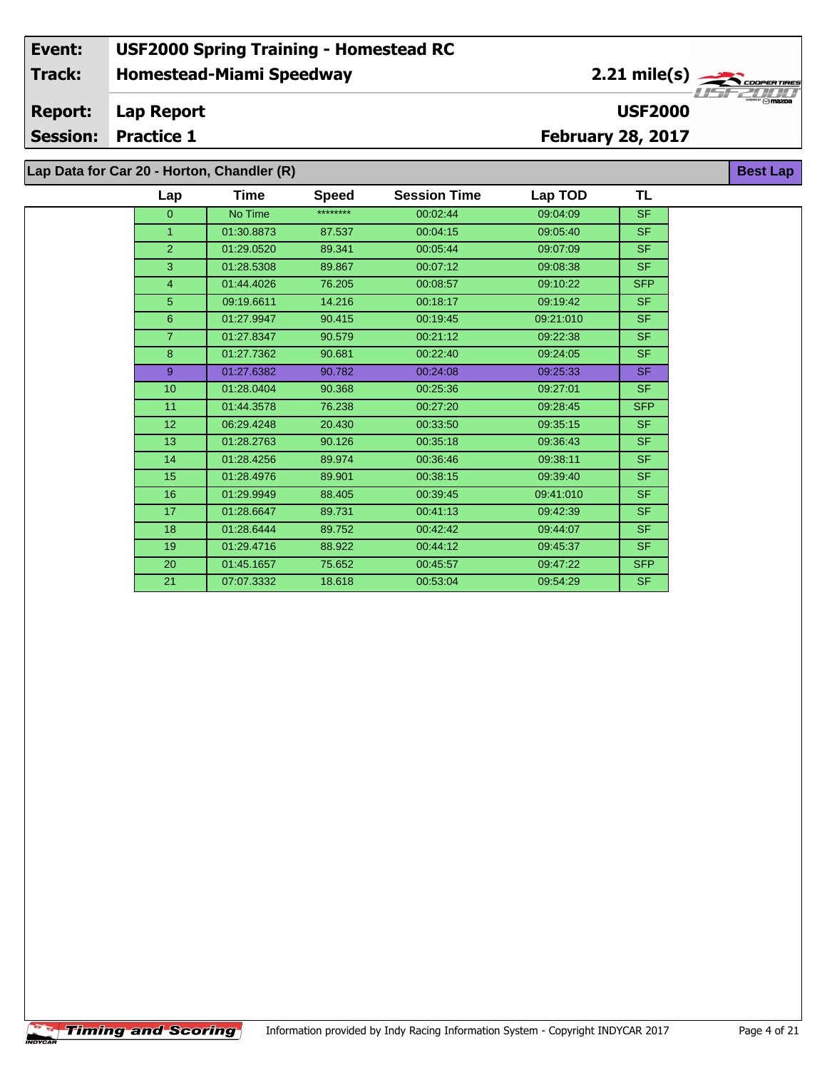| Event: | USF2000 Spring Training - Homestead RC | |
|---|---|---|
| Track: | Homestead-Miami Speedway | 2.21 mile(s) |
| Report: | Lap Report | USF2000 |
| Session: | Practice 1 | February 28, 2017 |

## Lap Data for Car 20 - Horton, Chandler (R)

**Best Lap**

| Lap | Time | Speed | Session Time | Lap TOD | TL |
|---|---|---|---|---|---|
| 0 | No Time | ******** | 00:02:44 | 09:04:09 | SF |
| 1 | 01:30.8873 | 87.537 | 00:04:15 | 09:05:40 | SF |
| 2 | 01:29.0520 | 89.341 | 00:05:44 | 09:07:09 | SF |
| 3 | 01:28.5308 | 89.867 | 00:07:12 | 09:08:38 | SF |
| 4 | 01:44.4026 | 76.205 | 00:08:57 | 09:10:22 | SFP |
| 5 | 09:19.6611 | 14.216 | 00:18:17 | 09:19:42 | SF |
| 6 | 01:27.9947 | 90.415 | 00:19:45 | 09:21:010 | SF |
| 7 | 01:27.8347 | 90.579 | 00:21:12 | 09:22:38 | SF |
| 8 | 01:27.7362 | 90.681 | 00:22:40 | 09:24:05 | SF |
| 9 | 01:27.6382 | 90.782 | 00:24:08 | 09:25:33 | SF |
| 10 | 01:28.0404 | 90.368 | 00:25:36 | 09:27:01 | SF |
| 11 | 01:44.3578 | 76.238 | 00:27:20 | 09:28:45 | SFP |
| 12 | 06:29.4248 | 20.430 | 00:33:50 | 09:35:15 | SF |
| 13 | 01:28.2763 | 90.126 | 00:35:18 | 09:36:43 | SF |
| 14 | 01:28.4256 | 89.974 | 00:36:46 | 09:38:11 | SF |
| 15 | 01:28.4976 | 89.901 | 00:38:15 | 09:39:40 | SF |
| 16 | 01:29.9949 | 88.405 | 00:39:45 | 09:41:010 | SF |
| 17 | 01:28.6647 | 89.731 | 00:41:13 | 09:42:39 | SF |
| 18 | 01:28.6444 | 89.752 | 00:42:42 | 09:44:07 | SF |
| 19 | 01:29.4716 | 88.922 | 00:44:12 | 09:45:37 | SF |
| 20 | 01:45.1657 | 75.652 | 00:45:57 | 09:47:22 | SFP |
| 21 | 07:07.3332 | 18.618 | 00:53:04 | 09:54:29 | SF |

Information provided by Indy Racing Information System - Copyright INDYCAR 2017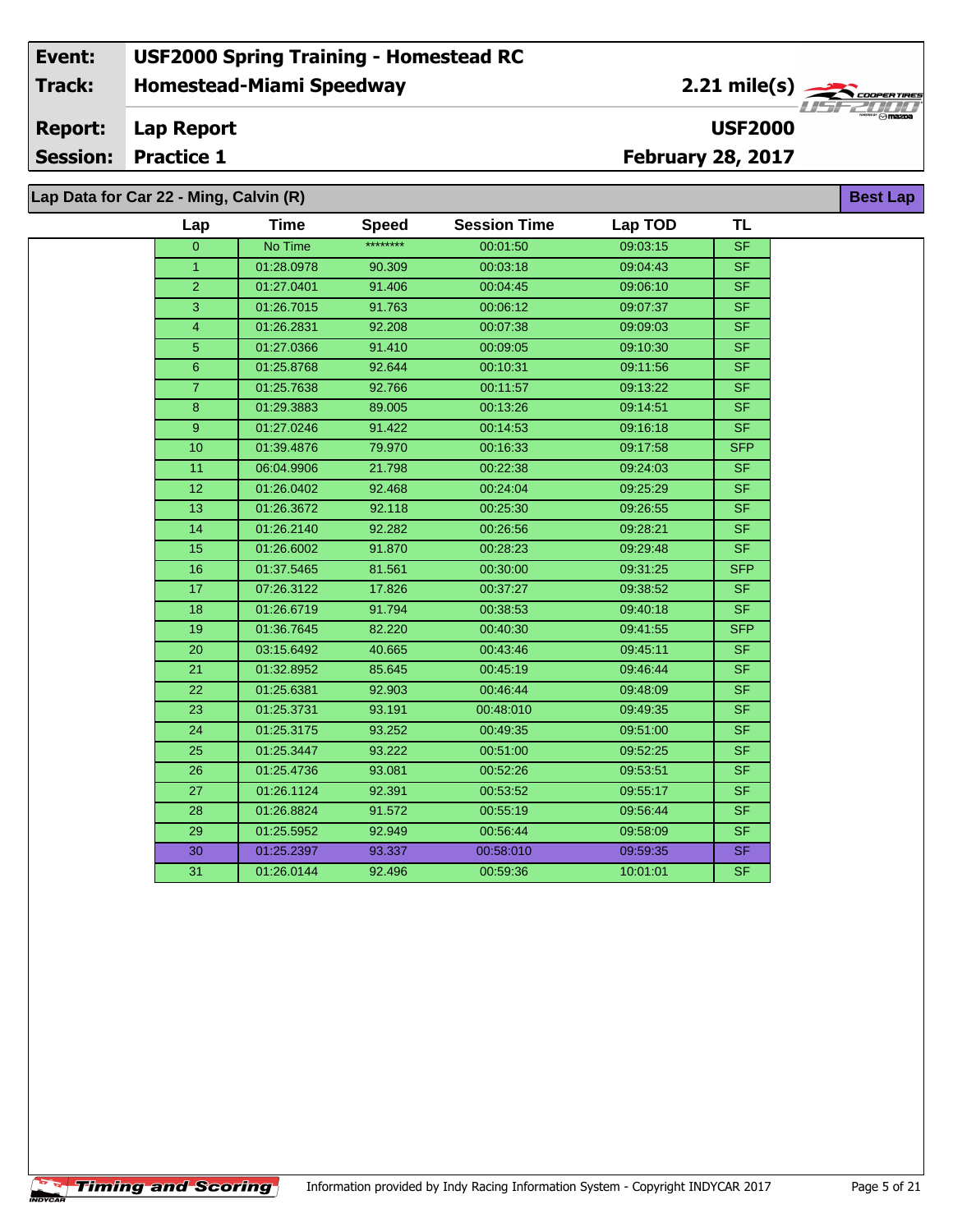| Event: | USF2000 Spring Training - Homestead RC | |
|---|---|---|
| Track: | Homestead-Miami Speedway | 2.21 mile(s) |
| Report: | Lap Report | USF2000 |
| Session: | Practice 1 | February 28, 2017 |

## Lap Data for Car 22 - Ming, Calvin (R)

Best Lap

| Lap | Time | Speed | Session Time | Lap TOD | TL |
|---|---|---|---|---|---|
| 0 | No Time | ******** | 00:01:50 | 09:03:15 | SF |
| 1 | 01:28.0978 | 90.309 | 00:03:18 | 09:04:43 | SF |
| 2 | 01:27.0401 | 91.406 | 00:04:45 | 09:06:10 | SF |
| 3 | 01:26.7015 | 91.763 | 00:06:12 | 09:07:37 | SF |
| 4 | 01:26.2831 | 92.208 | 00:07:38 | 09:09:03 | SF |
| 5 | 01:27.0366 | 91.410 | 00:09:05 | 09:10:30 | SF |
| 6 | 01:25.8768 | 92.644 | 00:10:31 | 09:11:56 | SF |
| 7 | 01:25.7638 | 92.766 | 00:11:57 | 09:13:22 | SF |
| 8 | 01:29.3883 | 89.005 | 00:13:26 | 09:14:51 | SF |
| 9 | 01:27.0246 | 91.422 | 00:14:53 | 09:16:18 | SF |
| 10 | 01:39.4876 | 79.970 | 00:16:33 | 09:17:58 | SFP |
| 11 | 06:04.9906 | 21.798 | 00:22:38 | 09:24:03 | SF |
| 12 | 01:26.0402 | 92.468 | 00:24:04 | 09:25:29 | SF |
| 13 | 01:26.3672 | 92.118 | 00:25:30 | 09:26:55 | SF |
| 14 | 01:26.2140 | 92.282 | 00:26:56 | 09:28:21 | SF |
| 15 | 01:26.6002 | 91.870 | 00:28:23 | 09:29:48 | SF |
| 16 | 01:37.5465 | 81.561 | 00:30:00 | 09:31:25 | SFP |
| 17 | 07:26.3122 | 17.826 | 00:37:27 | 09:38:52 | SF |
| 18 | 01:26.6719 | 91.794 | 00:38:53 | 09:40:18 | SF |
| 19 | 01:36.7645 | 82.220 | 00:40:30 | 09:41:55 | SFP |
| 20 | 03:15.6492 | 40.665 | 00:43:46 | 09:45:11 | SF |
| 21 | 01:32.8952 | 85.645 | 00:45:19 | 09:46:44 | SF |
| 22 | 01:25.6381 | 92.903 | 00:46:44 | 09:48:09 | SF |
| 23 | 01:25.3731 | 93.191 | 00:48:010 | 09:49:35 | SF |
| 24 | 01:25.3175 | 93.252 | 00:49:35 | 09:51:00 | SF |
| 25 | 01:25.3447 | 93.222 | 00:51:00 | 09:52:25 | SF |
| 26 | 01:25.4736 | 93.081 | 00:52:26 | 09:53:51 | SF |
| 27 | 01:26.1124 | 92.391 | 00:53:52 | 09:55:17 | SF |
| 28 | 01:26.8824 | 91.572 | 00:55:19 | 09:56:44 | SF |
| 29 | 01:25.5952 | 92.949 | 00:56:44 | 09:58:09 | SF |
| 30 | 01:25.2397 | 93.337 | 00:58:010 | 09:59:35 | SF |
| 31 | 01:26.0144 | 92.496 | 00:59:36 | 10:01:01 | SF |

Information provided by Indy Racing Information System - Copyright INDYCAR 2017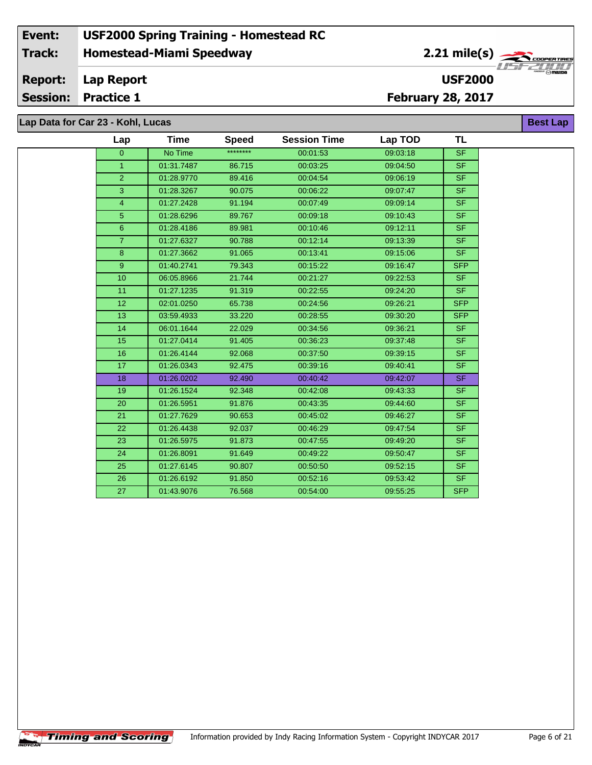| Event: | USF2000 Spring Training - Homestead RC | |
|---|---|---|
| Track: | Homestead-Miami Speedway | 2.21 mile(s) |
| Report: | Lap Report | USF2000 |
| Session: | Practice 1 | February 28, 2017 |

## Lap Data for Car 23 - Kohl, Lucas

**Best Lap**

| Lap | Time | Speed | Session Time | Lap TOD | TL |
|---|---|---|---|---|---|
| 0 | No Time | ******** | 00:01:53 | 09:03:18 | SF |
| 1 | 01:31.7487 | 86.715 | 00:03:25 | 09:04:50 | SF |
| 2 | 01:28.9770 | 89.416 | 00:04:54 | 09:06:19 | SF |
| 3 | 01:28.3267 | 90.075 | 00:06:22 | 09:07:47 | SF |
| 4 | 01:27.2428 | 91.194 | 00:07:49 | 09:09:14 | SF |
| 5 | 01:28.6296 | 89.767 | 00:09:18 | 09:10:43 | SF |
| 6 | 01:28.4186 | 89.981 | 00:10:46 | 09:12:11 | SF |
| 7 | 01:27.6327 | 90.788 | 00:12:14 | 09:13:39 | SF |
| 8 | 01:27.3662 | 91.065 | 00:13:41 | 09:15:06 | SF |
| 9 | 01:40.2741 | 79.343 | 00:15:22 | 09:16:47 | SFP |
| 10 | 06:05.8966 | 21.744 | 00:21:27 | 09:22:53 | SF |
| 11 | 01:27.1235 | 91.319 | 00:22:55 | 09:24:20 | SF |
| 12 | 02:01.0250 | 65.738 | 00:24:56 | 09:26:21 | SFP |
| 13 | 03:59.4933 | 33.220 | 00:28:55 | 09:30:20 | SFP |
| 14 | 06:01.1644 | 22.029 | 00:34:56 | 09:36:21 | SF |
| 15 | 01:27.0414 | 91.405 | 00:36:23 | 09:37:48 | SF |
| 16 | 01:26.4144 | 92.068 | 00:37:50 | 09:39:15 | SF |
| 17 | 01:26.0343 | 92.475 | 00:39:16 | 09:40:41 | SF |
| 18 | 01:26.0202 | 92.490 | 00:40:42 | 09:42:07 | SF |
| 19 | 01:26.1524 | 92.348 | 00:42:08 | 09:43:33 | SF |
| 20 | 01:26.5951 | 91.876 | 00:43:35 | 09:44:60 | SF |
| 21 | 01:27.7629 | 90.653 | 00:45:02 | 09:46:27 | SF |
| 22 | 01:26.4438 | 92.037 | 00:46:29 | 09:47:54 | SF |
| 23 | 01:26.5975 | 91.873 | 00:47:55 | 09:49:20 | SF |
| 24 | 01:26.8091 | 91.649 | 00:49:22 | 09:50:47 | SF |
| 25 | 01:27.6145 | 90.807 | 00:50:50 | 09:52:15 | SF |
| 26 | 01:26.6192 | 91.850 | 00:52:16 | 09:53:42 | SF |
| 27 | 01:43.9076 | 76.568 | 00:54:00 | 09:55:25 | SFP |

Information provided by Indy Racing Information System - Copyright INDYCAR 2017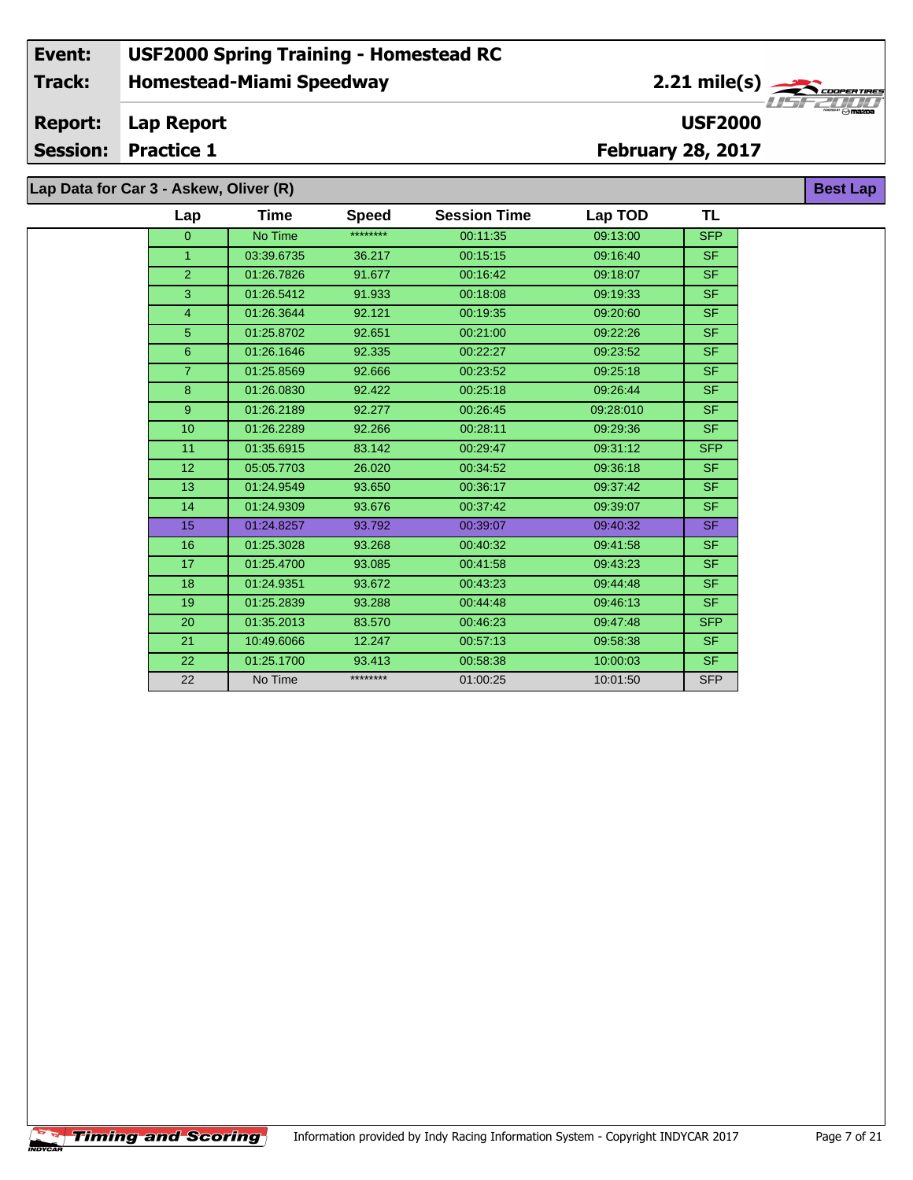| Event: | USF2000 Spring Training - Homestead RC | |
|---|---|---|
| Track: | Homestead-Miami Speedway | 2.21 mile(s) |
| Report: | Lap Report | USF2000 |
| Session: | Practice 1 | February 28, 2017 |

## Lap Data for Car 3 - Askew, Oliver (R)

**Best Lap**

| Lap | Time | Speed | Session Time | Lap TOD | TL |
|---|---|---|---|---|---|
| 0 | No Time | ******** | 00:11:35 | 09:13:00 | SFP |
| 1 | 03:39.6735 | 36.217 | 00:15:15 | 09:16:40 | SF |
| 2 | 01:26.7826 | 91.677 | 00:16:42 | 09:18:07 | SF |
| 3 | 01:26.5412 | 91.933 | 00:18:08 | 09:19:33 | SF |
| 4 | 01:26.3644 | 92.121 | 00:19:35 | 09:20:60 | SF |
| 5 | 01:25.8702 | 92.651 | 00:21:00 | 09:22:26 | SF |
| 6 | 01:26.1646 | 92.335 | 00:22:27 | 09:23:52 | SF |
| 7 | 01:25.8569 | 92.666 | 00:23:52 | 09:25:18 | SF |
| 8 | 01:26.0830 | 92.422 | 00:25:18 | 09:26:44 | SF |
| 9 | 01:26.2189 | 92.277 | 00:26:45 | 09:28:010 | SF |
| 10 | 01:26.2289 | 92.266 | 00:28:11 | 09:29:36 | SF |
| 11 | 01:35.6915 | 83.142 | 00:29:47 | 09:31:12 | SFP |
| 12 | 05:05.7703 | 26.020 | 00:34:52 | 09:36:18 | SF |
| 13 | 01:24.9549 | 93.650 | 00:36:17 | 09:37:42 | SF |
| 14 | 01:24.9309 | 93.676 | 00:37:42 | 09:39:07 | SF |
| 15 | 01:24.8257 | 93.792 | 00:39:07 | 09:40:32 | SF |
| 16 | 01:25.3028 | 93.268 | 00:40:32 | 09:41:58 | SF |
| 17 | 01:25.4700 | 93.085 | 00:41:58 | 09:43:23 | SF |
| 18 | 01:24.9351 | 93.672 | 00:43:23 | 09:44:48 | SF |
| 19 | 01:25.2839 | 93.288 | 00:44:48 | 09:46:13 | SF |
| 20 | 01:35.2013 | 83.570 | 00:46:23 | 09:47:48 | SFP |
| 21 | 10:49.6066 | 12.247 | 00:57:13 | 09:58:38 | SF |
| 22 | 01:25.1700 | 93.413 | 00:58:38 | 10:00:03 | SF |
| 22 | No Time | ******** | 01:00:25 | 10:01:50 | SFP |

Timing and Scoring

Information provided by Indy Racing Information System - Copyright INDYCAR 2017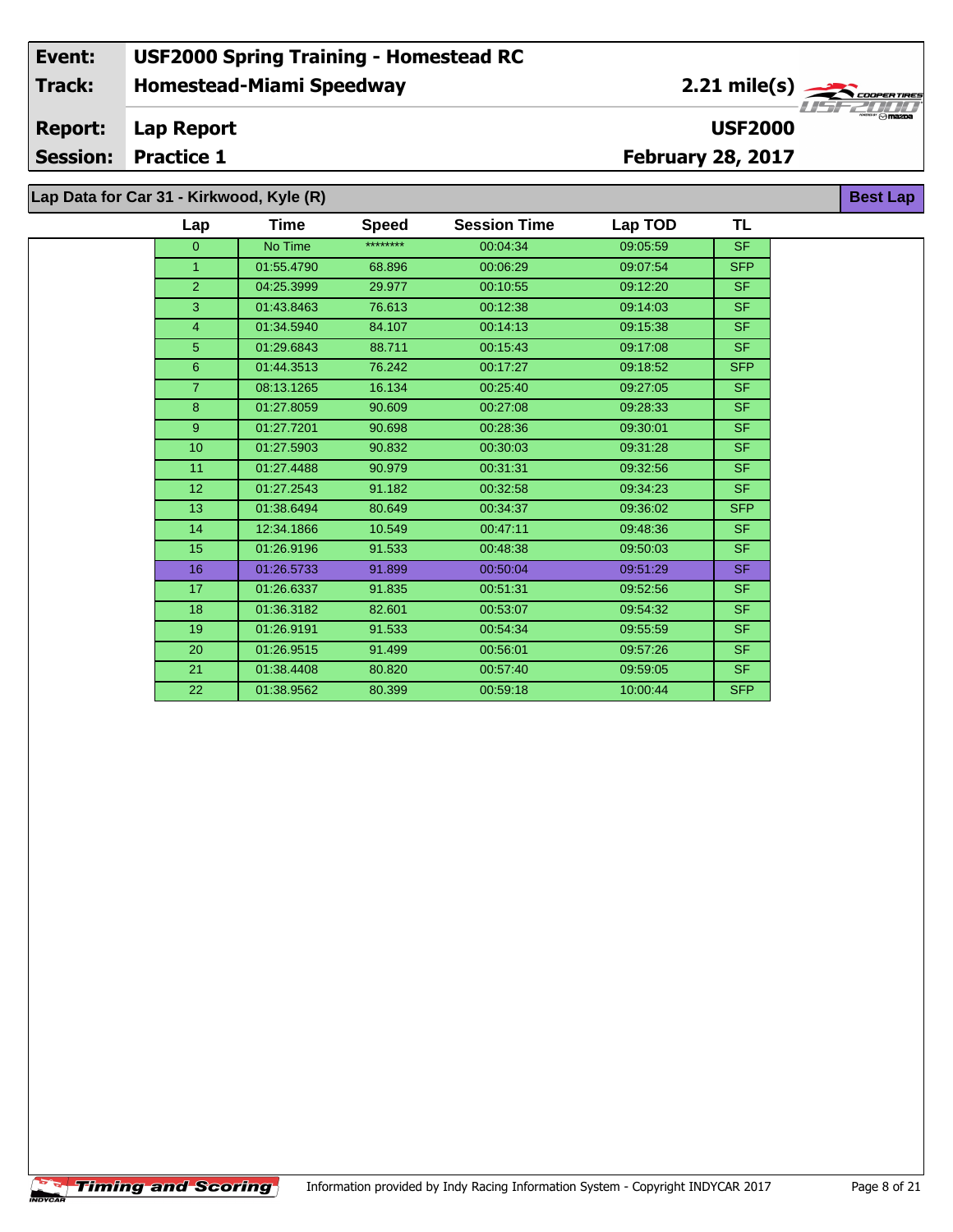| Event: | USF2000 Spring Training - Homestead RC | |
|---|---|---|
| Track: | Homestead-Miami Speedway | 2.21 mile(s) |
| Report: | Lap Report | USF2000 |
| Session: | Practice 1 | February 28, 2017 |

## Lap Data for Car 31 - Kirkwood, Kyle (R)

**Best Lap**

| Lap | Time | Speed | Session Time | Lap TOD | TL |
|---|---|---|---|---|---|
| 0 | No Time | ******** | 00:04:34 | 09:05:59 | SF |
| 1 | 01:55.4790 | 68.896 | 00:06:29 | 09:07:54 | SFP |
| 2 | 04:25.3999 | 29.977 | 00:10:55 | 09:12:20 | SF |
| 3 | 01:43.8463 | 76.613 | 00:12:38 | 09:14:03 | SF |
| 4 | 01:34.5940 | 84.107 | 00:14:13 | 09:15:38 | SF |
| 5 | 01:29.6843 | 88.711 | 00:15:43 | 09:17:08 | SF |
| 6 | 01:44.3513 | 76.242 | 00:17:27 | 09:18:52 | SFP |
| 7 | 08:13.1265 | 16.134 | 00:25:40 | 09:27:05 | SF |
| 8 | 01:27.8059 | 90.609 | 00:27:08 | 09:28:33 | SF |
| 9 | 01:27.7201 | 90.698 | 00:28:36 | 09:30:01 | SF |
| 10 | 01:27.5903 | 90.832 | 00:30:03 | 09:31:28 | SF |
| 11 | 01:27.4488 | 90.979 | 00:31:31 | 09:32:56 | SF |
| 12 | 01:27.2543 | 91.182 | 00:32:58 | 09:34:23 | SF |
| 13 | 01:38.6494 | 80.649 | 00:34:37 | 09:36:02 | SFP |
| 14 | 12:34.1866 | 10.549 | 00:47:11 | 09:48:36 | SF |
| 15 | 01:26.9196 | 91.533 | 00:48:38 | 09:50:03 | SF |
| 16 | 01:26.5733 | 91.899 | 00:50:04 | 09:51:29 | SF |
| 17 | 01:26.6337 | 91.835 | 00:51:31 | 09:52:56 | SF |
| 18 | 01:36.3182 | 82.601 | 00:53:07 | 09:54:32 | SF |
| 19 | 01:26.9191 | 91.533 | 00:54:34 | 09:55:59 | SF |
| 20 | 01:26.9515 | 91.499 | 00:56:01 | 09:57:26 | SF |
| 21 | 01:38.4408 | 80.820 | 00:57:40 | 09:59:05 | SF |
| 22 | 01:38.9562 | 80.399 | 00:59:18 | 10:00:44 | SFP |

Timing and Scoring — Information provided by Indy Racing Information System - Copyright INDYCAR 2017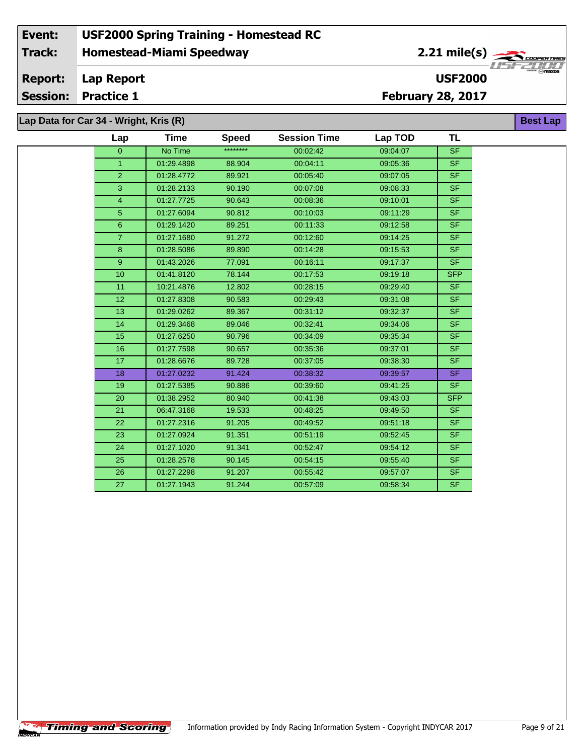| Event: | USF2000 Spring Training - Homestead RC | |
|---|---|---|
| Track: | Homestead-Miami Speedway | 2.21 mile(s) |
| Report: | Lap Report | USF2000 |
| Session: | Practice 1 | February 28, 2017 |

## Lap Data for Car 34 - Wright, Kris (R)

**Best Lap**

| Lap | Time | Speed | Session Time | Lap TOD | TL |
|---|---|---|---|---|---|
| 0 | No Time | ******** | 00:02:42 | 09:04:07 | SF |
| 1 | 01:29.4898 | 88.904 | 00:04:11 | 09:05:36 | SF |
| 2 | 01:28.4772 | 89.921 | 00:05:40 | 09:07:05 | SF |
| 3 | 01:28.2133 | 90.190 | 00:07:08 | 09:08:33 | SF |
| 4 | 01:27.7725 | 90.643 | 00:08:36 | 09:10:01 | SF |
| 5 | 01:27.6094 | 90.812 | 00:10:03 | 09:11:29 | SF |
| 6 | 01:29.1420 | 89.251 | 00:11:33 | 09:12:58 | SF |
| 7 | 01:27.1680 | 91.272 | 00:12:60 | 09:14:25 | SF |
| 8 | 01:28.5086 | 89.890 | 00:14:28 | 09:15:53 | SF |
| 9 | 01:43.2026 | 77.091 | 00:16:11 | 09:17:37 | SF |
| 10 | 01:41.8120 | 78.144 | 00:17:53 | 09:19:18 | SFP |
| 11 | 10:21.4876 | 12.802 | 00:28:15 | 09:29:40 | SF |
| 12 | 01:27.8308 | 90.583 | 00:29:43 | 09:31:08 | SF |
| 13 | 01:29.0262 | 89.367 | 00:31:12 | 09:32:37 | SF |
| 14 | 01:29.3468 | 89.046 | 00:32:41 | 09:34:06 | SF |
| 15 | 01:27.6250 | 90.796 | 00:34:09 | 09:35:34 | SF |
| 16 | 01:27.7598 | 90.657 | 00:35:36 | 09:37:01 | SF |
| 17 | 01:28.6676 | 89.728 | 00:37:05 | 09:38:30 | SF |
| 18 | 01:27.0232 | 91.424 | 00:38:32 | 09:39:57 | SF |
| 19 | 01:27.5385 | 90.886 | 00:39:60 | 09:41:25 | SF |
| 20 | 01:38.2952 | 80.940 | 00:41:38 | 09:43:03 | SFP |
| 21 | 06:47.3168 | 19.533 | 00:48:25 | 09:49:50 | SF |
| 22 | 01:27.2316 | 91.205 | 00:49:52 | 09:51:18 | SF |
| 23 | 01:27.0924 | 91.351 | 00:51:19 | 09:52:45 | SF |
| 24 | 01:27.1020 | 91.341 | 00:52:47 | 09:54:12 | SF |
| 25 | 01:28.2578 | 90.145 | 00:54:15 | 09:55:40 | SF |
| 26 | 01:27.2298 | 91.207 | 00:55:42 | 09:57:07 | SF |
| 27 | 01:27.1943 | 91.244 | 00:57:09 | 09:58:34 | SF |

Information provided by Indy Racing Information System - Copyright INDYCAR 2017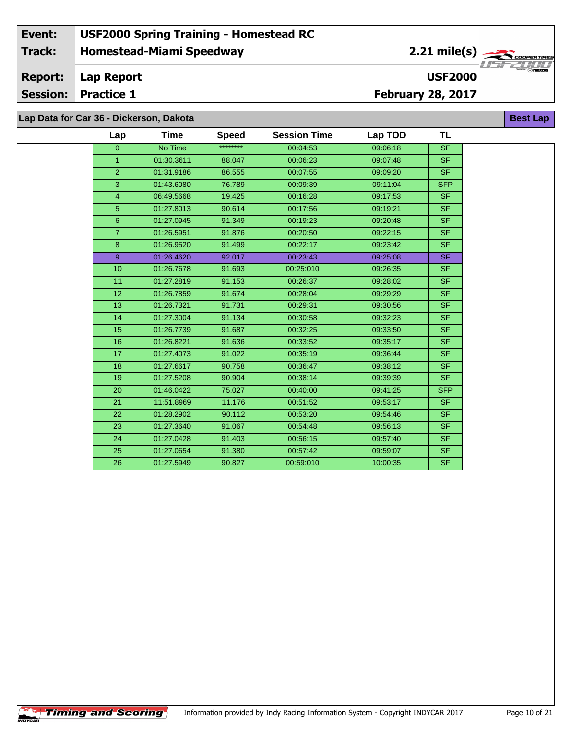| Event: | USF2000 Spring Training - Homestead RC | |
|---|---|---|
| Track: | Homestead-Miami Speedway | 2.21 mile(s) |
| Report: | Lap Report | USF2000 |
| Session: | Practice 1 | February 28, 2017 |

## Lap Data for Car 36 - Dickerson, Dakota

**Best Lap**

| Lap | Time | Speed | Session Time | Lap TOD | TL |
|---|---|---|---|---|---|
| 0 | No Time | ******** | 00:04:53 | 09:06:18 | SF |
| 1 | 01:30.3611 | 88.047 | 00:06:23 | 09:07:48 | SF |
| 2 | 01:31.9186 | 86.555 | 00:07:55 | 09:09:20 | SF |
| 3 | 01:43.6080 | 76.789 | 00:09:39 | 09:11:04 | SFP |
| 4 | 06:49.5668 | 19.425 | 00:16:28 | 09:17:53 | SF |
| 5 | 01:27.8013 | 90.614 | 00:17:56 | 09:19:21 | SF |
| 6 | 01:27.0945 | 91.349 | 00:19:23 | 09:20:48 | SF |
| 7 | 01:26.5951 | 91.876 | 00:20:50 | 09:22:15 | SF |
| 8 | 01:26.9520 | 91.499 | 00:22:17 | 09:23:42 | SF |
| 9 | 01:26.4620 | 92.017 | 00:23:43 | 09:25:08 | SF |
| 10 | 01:26.7678 | 91.693 | 00:25:010 | 09:26:35 | SF |
| 11 | 01:27.2819 | 91.153 | 00:26:37 | 09:28:02 | SF |
| 12 | 01:26.7859 | 91.674 | 00:28:04 | 09:29:29 | SF |
| 13 | 01:26.7321 | 91.731 | 00:29:31 | 09:30:56 | SF |
| 14 | 01:27.3004 | 91.134 | 00:30:58 | 09:32:23 | SF |
| 15 | 01:26.7739 | 91.687 | 00:32:25 | 09:33:50 | SF |
| 16 | 01:26.8221 | 91.636 | 00:33:52 | 09:35:17 | SF |
| 17 | 01:27.4073 | 91.022 | 00:35:19 | 09:36:44 | SF |
| 18 | 01:27.6617 | 90.758 | 00:36:47 | 09:38:12 | SF |
| 19 | 01:27.5208 | 90.904 | 00:38:14 | 09:39:39 | SF |
| 20 | 01:46.0422 | 75.027 | 00:40:00 | 09:41:25 | SFP |
| 21 | 11:51.8969 | 11.176 | 00:51:52 | 09:53:17 | SF |
| 22 | 01:28.2902 | 90.112 | 00:53:20 | 09:54:46 | SF |
| 23 | 01:27.3640 | 91.067 | 00:54:48 | 09:56:13 | SF |
| 24 | 01:27.0428 | 91.403 | 00:56:15 | 09:57:40 | SF |
| 25 | 01:27.0654 | 91.380 | 00:57:42 | 09:59:07 | SF |
| 26 | 01:27.5949 | 90.827 | 00:59:010 | 10:00:35 | SF |

Timing and Scoring — Information provided by Indy Racing Information System - Copyright INDYCAR 2017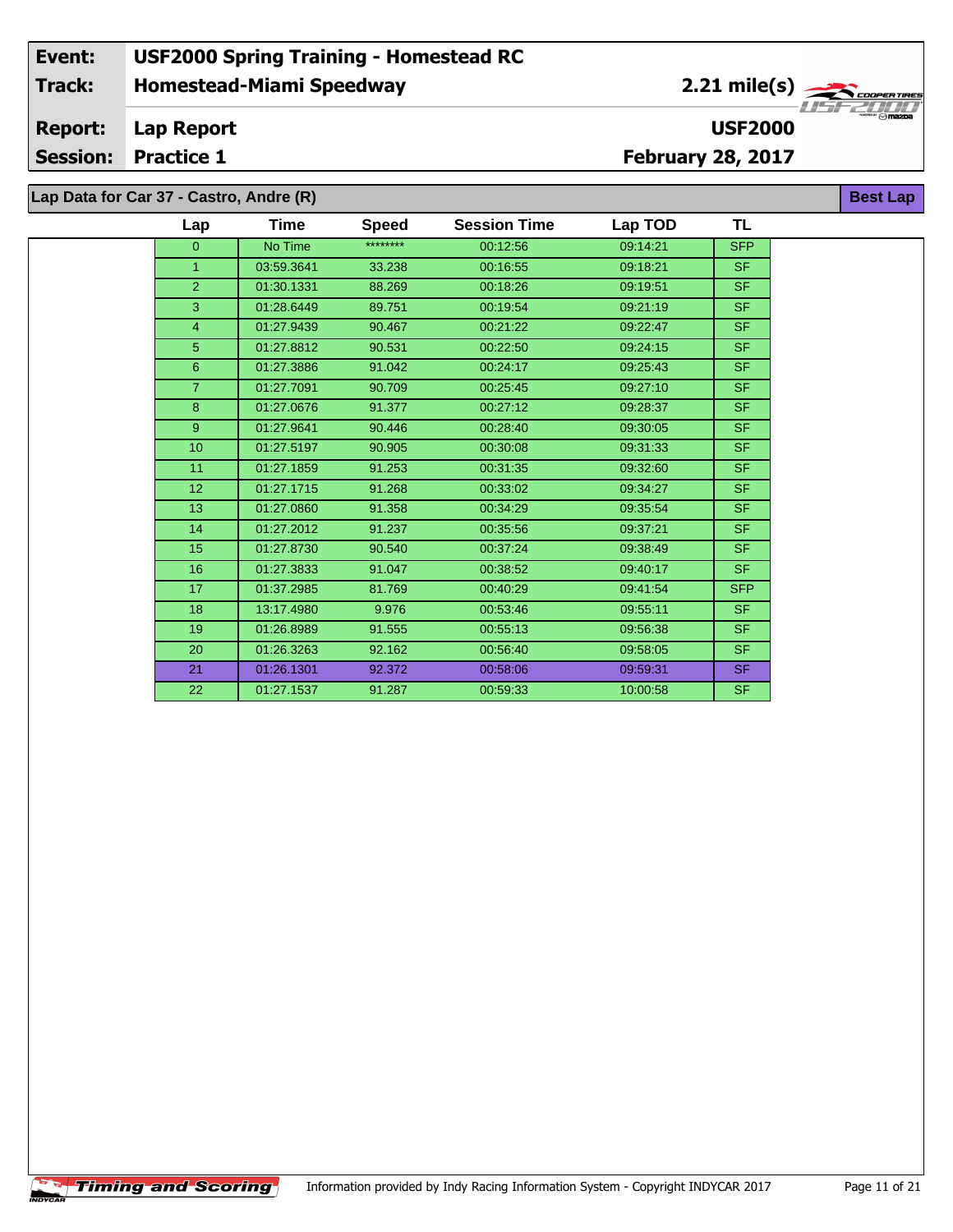| Event: | USF2000 Spring Training - Homestead RC | |
|---|---|---|
| Track: | Homestead-Miami Speedway | 2.21 mile(s) |
| Report: | Lap Report | USF2000 |
| Session: | Practice 1 | February 28, 2017 |

## Lap Data for Car 37 - Castro, Andre (R)

**Best Lap**

| Lap | Time | Speed | Session Time | Lap TOD | TL |
|---|---|---|---|---|---|
| 0 | No Time | ******** | 00:12:56 | 09:14:21 | SFP |
| 1 | 03:59.3641 | 33.238 | 00:16:55 | 09:18:21 | SF |
| 2 | 01:30.1331 | 88.269 | 00:18:26 | 09:19:51 | SF |
| 3 | 01:28.6449 | 89.751 | 00:19:54 | 09:21:19 | SF |
| 4 | 01:27.9439 | 90.467 | 00:21:22 | 09:22:47 | SF |
| 5 | 01:27.8812 | 90.531 | 00:22:50 | 09:24:15 | SF |
| 6 | 01:27.3886 | 91.042 | 00:24:17 | 09:25:43 | SF |
| 7 | 01:27.7091 | 90.709 | 00:25:45 | 09:27:10 | SF |
| 8 | 01:27.0676 | 91.377 | 00:27:12 | 09:28:37 | SF |
| 9 | 01:27.9641 | 90.446 | 00:28:40 | 09:30:05 | SF |
| 10 | 01:27.5197 | 90.905 | 00:30:08 | 09:31:33 | SF |
| 11 | 01:27.1859 | 91.253 | 00:31:35 | 09:32:60 | SF |
| 12 | 01:27.1715 | 91.268 | 00:33:02 | 09:34:27 | SF |
| 13 | 01:27.0860 | 91.358 | 00:34:29 | 09:35:54 | SF |
| 14 | 01:27.2012 | 91.237 | 00:35:56 | 09:37:21 | SF |
| 15 | 01:27.8730 | 90.540 | 00:37:24 | 09:38:49 | SF |
| 16 | 01:27.3833 | 91.047 | 00:38:52 | 09:40:17 | SF |
| 17 | 01:37.2985 | 81.769 | 00:40:29 | 09:41:54 | SFP |
| 18 | 13:17.4980 | 9.976 | 00:53:46 | 09:55:11 | SF |
| 19 | 01:26.8989 | 91.555 | 00:55:13 | 09:56:38 | SF |
| 20 | 01:26.3263 | 92.162 | 00:56:40 | 09:58:05 | SF |
| 21 | 01:26.1301 | 92.372 | 00:58:06 | 09:59:31 | SF |
| 22 | 01:27.1537 | 91.287 | 00:59:33 | 10:00:58 | SF |

Information provided by Indy Racing Information System - Copyright INDYCAR 2017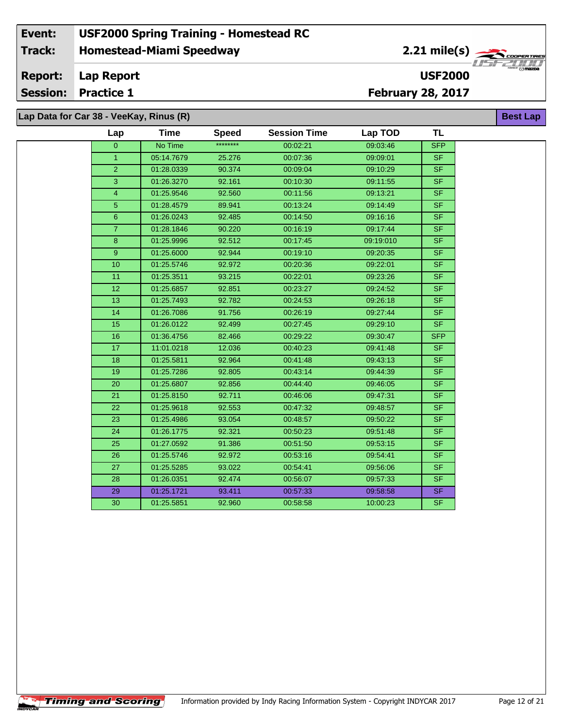| Event: | USF2000 Spring Training - Homestead RC |
|---|---|
| Track: | Homestead-Miami Speedway — 2.21 mile(s) |
| Report: | Lap Report — USF2000 |
| Session: | Practice 1 — February 28, 2017 |

## Lap Data for Car 38 - VeeKay, Rinus (R)

Best Lap

| Lap | Time | Speed | Session Time | Lap TOD | TL |
|---|---|---|---|---|---|
| 0 | No Time | ******** | 00:02:21 | 09:03:46 | SFP |
| 1 | 05:14.7679 | 25.276 | 00:07:36 | 09:09:01 | SF |
| 2 | 01:28.0339 | 90.374 | 00:09:04 | 09:10:29 | SF |
| 3 | 01:26.3270 | 92.161 | 00:10:30 | 09:11:55 | SF |
| 4 | 01:25.9546 | 92.560 | 00:11:56 | 09:13:21 | SF |
| 5 | 01:28.4579 | 89.941 | 00:13:24 | 09:14:49 | SF |
| 6 | 01:26.0243 | 92.485 | 00:14:50 | 09:16:16 | SF |
| 7 | 01:28.1846 | 90.220 | 00:16:19 | 09:17:44 | SF |
| 8 | 01:25.9996 | 92.512 | 00:17:45 | 09:19:010 | SF |
| 9 | 01:25.6000 | 92.944 | 00:19:10 | 09:20:35 | SF |
| 10 | 01:25.5746 | 92.972 | 00:20:36 | 09:22:01 | SF |
| 11 | 01:25.3511 | 93.215 | 00:22:01 | 09:23:26 | SF |
| 12 | 01:25.6857 | 92.851 | 00:23:27 | 09:24:52 | SF |
| 13 | 01:25.7493 | 92.782 | 00:24:53 | 09:26:18 | SF |
| 14 | 01:26.7086 | 91.756 | 00:26:19 | 09:27:44 | SF |
| 15 | 01:26.0122 | 92.499 | 00:27:45 | 09:29:10 | SF |
| 16 | 01:36.4756 | 82.466 | 00:29:22 | 09:30:47 | SFP |
| 17 | 11:01.0218 | 12.036 | 00:40:23 | 09:41:48 | SF |
| 18 | 01:25.5811 | 92.964 | 00:41:48 | 09:43:13 | SF |
| 19 | 01:25.7286 | 92.805 | 00:43:14 | 09:44:39 | SF |
| 20 | 01:25.6807 | 92.856 | 00:44:40 | 09:46:05 | SF |
| 21 | 01:25.8150 | 92.711 | 00:46:06 | 09:47:31 | SF |
| 22 | 01:25.9618 | 92.553 | 00:47:32 | 09:48:57 | SF |
| 23 | 01:25.4986 | 93.054 | 00:48:57 | 09:50:22 | SF |
| 24 | 01:26.1775 | 92.321 | 00:50:23 | 09:51:48 | SF |
| 25 | 01:27.0592 | 91.386 | 00:51:50 | 09:53:15 | SF |
| 26 | 01:25.5746 | 92.972 | 00:53:16 | 09:54:41 | SF |
| 27 | 01:25.5285 | 93.022 | 00:54:41 | 09:56:06 | SF |
| 28 | 01:26.0351 | 92.474 | 00:56:07 | 09:57:33 | SF |
| 29 | 01:25.1721 | 93.411 | 00:57:33 | 09:58:58 | SF |
| 30 | 01:25.5851 | 92.960 | 00:58:58 | 10:00:23 | SF |

Information provided by Indy Racing Information System - Copyright INDYCAR 2017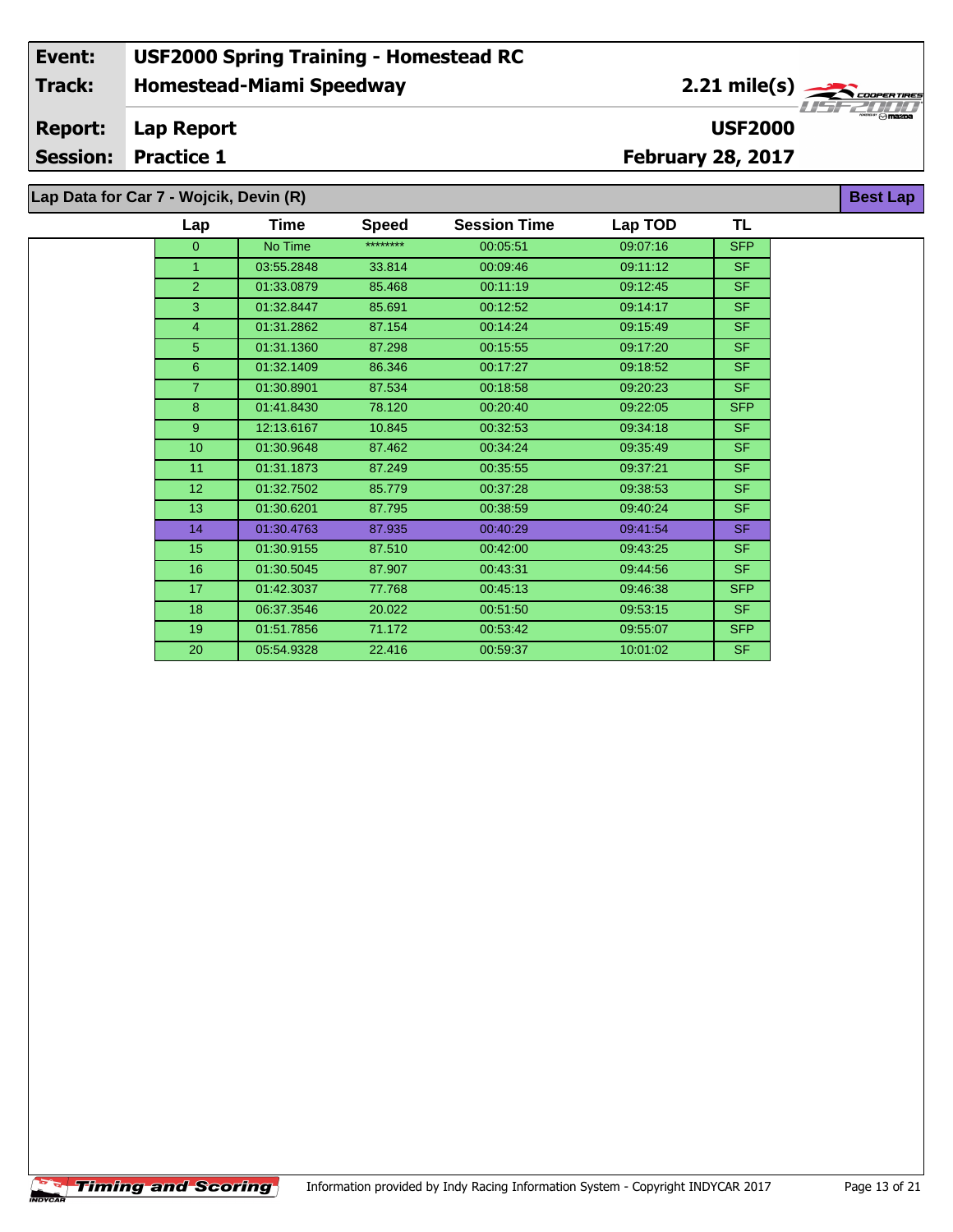| | |
|---|---|
| **Event:** | **USF2000 Spring Training - Homestead RC** |
| **Track:** | **Homestead-Miami Speedway** — **2.21 mile(s)** |
| **Report:** | **Lap Report** — **USF2000** |
| **Session:** | **Practice 1** — **February 28, 2017** |

## Lap Data for Car 7 - Wojcik, Devin (R)

**Best Lap**

| Lap | Time | Speed | Session Time | Lap TOD | TL |
|---|---|---|---|---|---|
| 0 | No Time | ******** | 00:05:51 | 09:07:16 | SFP |
| 1 | 03:55.2848 | 33.814 | 00:09:46 | 09:11:12 | SF |
| 2 | 01:33.0879 | 85.468 | 00:11:19 | 09:12:45 | SF |
| 3 | 01:32.8447 | 85.691 | 00:12:52 | 09:14:17 | SF |
| 4 | 01:31.2862 | 87.154 | 00:14:24 | 09:15:49 | SF |
| 5 | 01:31.1360 | 87.298 | 00:15:55 | 09:17:20 | SF |
| 6 | 01:32.1409 | 86.346 | 00:17:27 | 09:18:52 | SF |
| 7 | 01:30.8901 | 87.534 | 00:18:58 | 09:20:23 | SF |
| 8 | 01:41.8430 | 78.120 | 00:20:40 | 09:22:05 | SFP |
| 9 | 12:13.6167 | 10.845 | 00:32:53 | 09:34:18 | SF |
| 10 | 01:30.9648 | 87.462 | 00:34:24 | 09:35:49 | SF |
| 11 | 01:31.1873 | 87.249 | 00:35:55 | 09:37:21 | SF |
| 12 | 01:32.7502 | 85.779 | 00:37:28 | 09:38:53 | SF |
| 13 | 01:30.6201 | 87.795 | 00:38:59 | 09:40:24 | SF |
| 14 | 01:30.4763 | 87.935 | 00:40:29 | 09:41:54 | SF |
| 15 | 01:30.9155 | 87.510 | 00:42:00 | 09:43:25 | SF |
| 16 | 01:30.5045 | 87.907 | 00:43:31 | 09:44:56 | SF |
| 17 | 01:42.3037 | 77.768 | 00:45:13 | 09:46:38 | SFP |
| 18 | 06:37.3546 | 20.022 | 00:51:50 | 09:53:15 | SF |
| 19 | 01:51.7856 | 71.172 | 00:53:42 | 09:55:07 | SFP |
| 20 | 05:54.9328 | 22.416 | 00:59:37 | 10:01:02 | SF |

Timing and Scoring — Information provided by Indy Racing Information System - Copyright INDYCAR 2017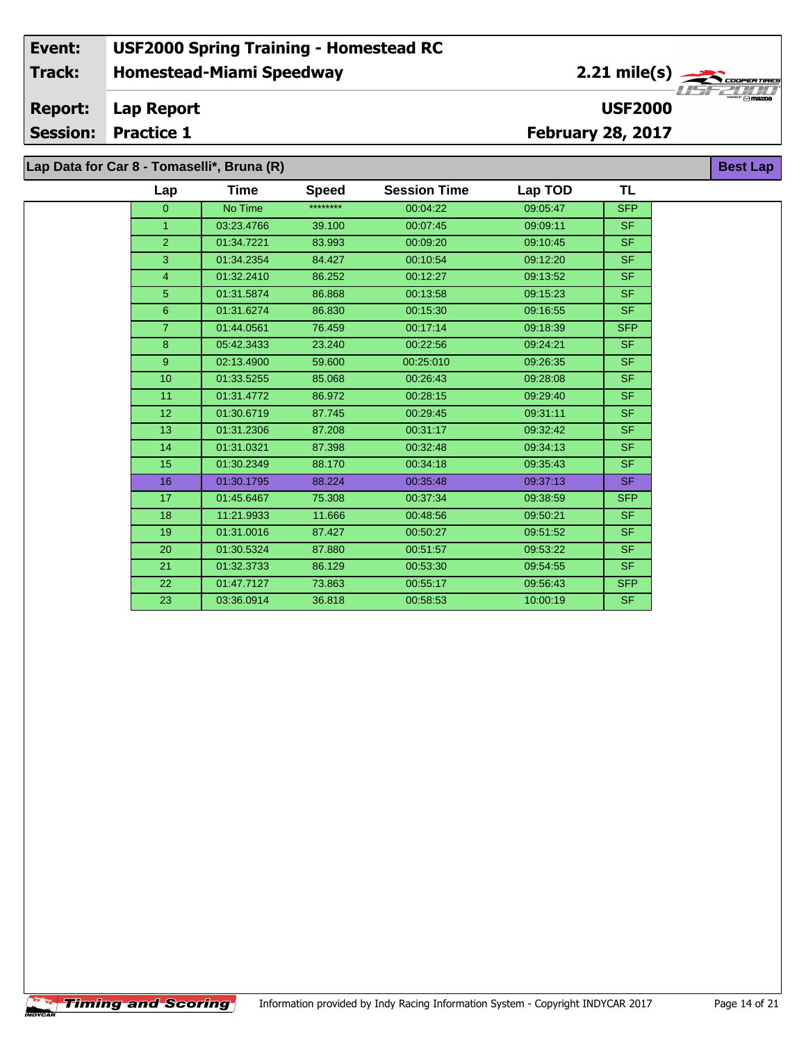| Event: | USF2000 Spring Training - Homestead RC | |
|---|---|---|
| Track: | Homestead-Miami Speedway | 2.21 mile(s) |
| Report: | Lap Report | USF2000 |
| Session: | Practice 1 | February 28, 2017 |

## Lap Data for Car 8 - Tomaselli*, Bruna (R)

**Best Lap**

| Lap | Time | Speed | Session Time | Lap TOD | TL |
|---|---|---|---|---|---|
| 0 | No Time | ******** | 00:04:22 | 09:05:47 | SFP |
| 1 | 03:23.4766 | 39.100 | 00:07:45 | 09:09:11 | SF |
| 2 | 01:34.7221 | 83.993 | 00:09:20 | 09:10:45 | SF |
| 3 | 01:34.2354 | 84.427 | 00:10:54 | 09:12:20 | SF |
| 4 | 01:32.2410 | 86.252 | 00:12:27 | 09:13:52 | SF |
| 5 | 01:31.5874 | 86.868 | 00:13:58 | 09:15:23 | SF |
| 6 | 01:31.6274 | 86.830 | 00:15:30 | 09:16:55 | SF |
| 7 | 01:44.0561 | 76.459 | 00:17:14 | 09:18:39 | SFP |
| 8 | 05:42.3433 | 23.240 | 00:22:56 | 09:24:21 | SF |
| 9 | 02:13.4900 | 59.600 | 00:25:010 | 09:26:35 | SF |
| 10 | 01:33.5255 | 85.068 | 00:26:43 | 09:28:08 | SF |
| 11 | 01:31.4772 | 86.972 | 00:28:15 | 09:29:40 | SF |
| 12 | 01:30.6719 | 87.745 | 00:29:45 | 09:31:11 | SF |
| 13 | 01:31.2306 | 87.208 | 00:31:17 | 09:32:42 | SF |
| 14 | 01:31.0321 | 87.398 | 00:32:48 | 09:34:13 | SF |
| 15 | 01:30.2349 | 88.170 | 00:34:18 | 09:35:43 | SF |
| 16 | 01:30.1795 | 88.224 | 00:35:48 | 09:37:13 | SF |
| 17 | 01:45.6467 | 75.308 | 00:37:34 | 09:38:59 | SFP |
| 18 | 11:21.9933 | 11.666 | 00:48:56 | 09:50:21 | SF |
| 19 | 01:31.0016 | 87.427 | 00:50:27 | 09:51:52 | SF |
| 20 | 01:30.5324 | 87.880 | 00:51:57 | 09:53:22 | SF |
| 21 | 01:32.3733 | 86.129 | 00:53:30 | 09:54:55 | SF |
| 22 | 01:47.7127 | 73.863 | 00:55:17 | 09:56:43 | SFP |
| 23 | 03:36.0914 | 36.818 | 00:58:53 | 10:00:19 | SF |

Information provided by Indy Racing Information System - Copyright INDYCAR 2017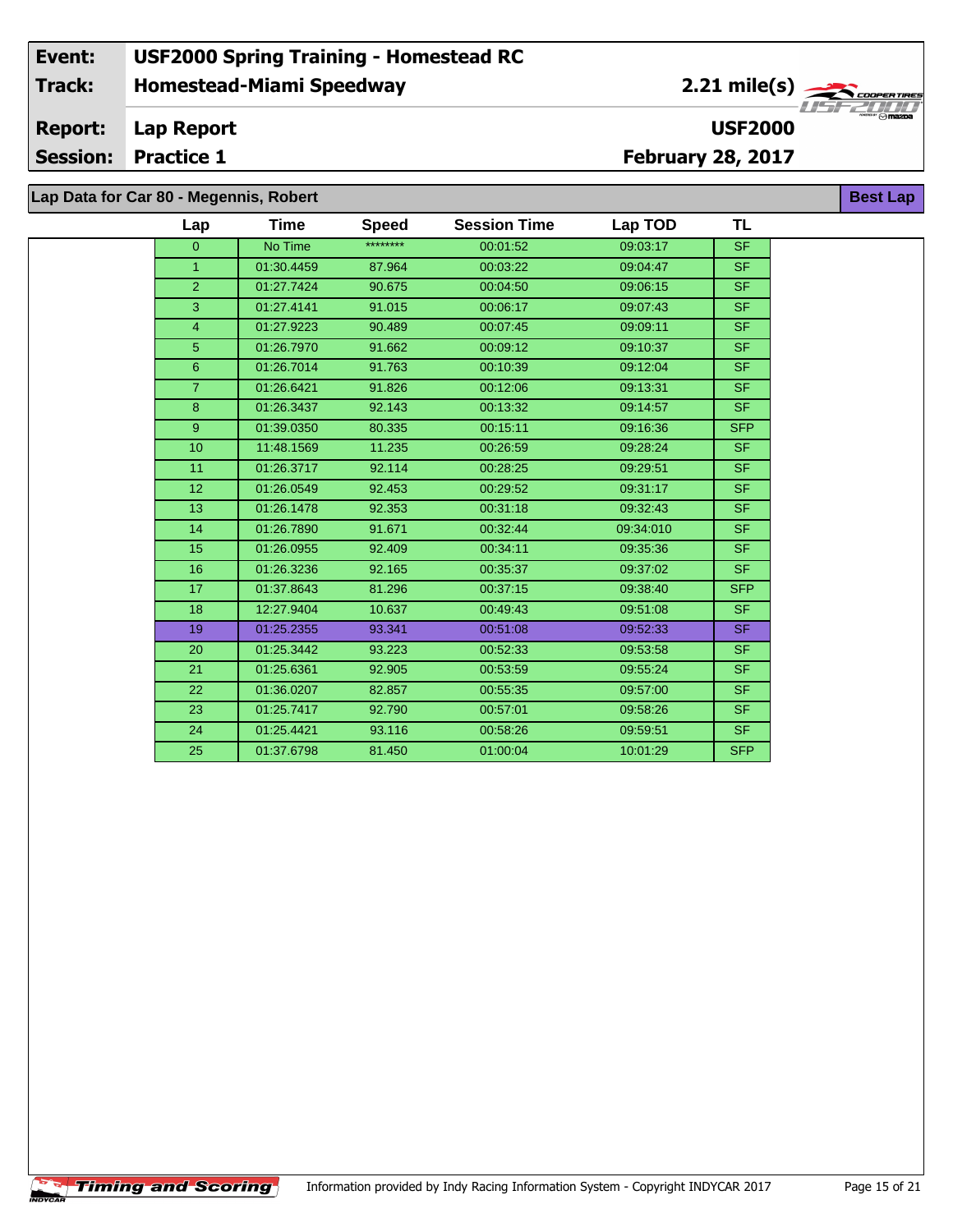| Event: | USF2000 Spring Training - Homestead RC | |
|---|---|---|
| Track: | Homestead-Miami Speedway | 2.21 mile(s) |
| Report: | Lap Report | USF2000 |
| Session: | Practice 1 | February 28, 2017 |

## Lap Data for Car 80 - Megennis, Robert

**Best Lap**

| Lap | Time | Speed | Session Time | Lap TOD | TL |
|---|---|---|---|---|---|
| 0 | No Time | ******** | 00:01:52 | 09:03:17 | SF |
| 1 | 01:30.4459 | 87.964 | 00:03:22 | 09:04:47 | SF |
| 2 | 01:27.7424 | 90.675 | 00:04:50 | 09:06:15 | SF |
| 3 | 01:27.4141 | 91.015 | 00:06:17 | 09:07:43 | SF |
| 4 | 01:27.9223 | 90.489 | 00:07:45 | 09:09:11 | SF |
| 5 | 01:26.7970 | 91.662 | 00:09:12 | 09:10:37 | SF |
| 6 | 01:26.7014 | 91.763 | 00:10:39 | 09:12:04 | SF |
| 7 | 01:26.6421 | 91.826 | 00:12:06 | 09:13:31 | SF |
| 8 | 01:26.3437 | 92.143 | 00:13:32 | 09:14:57 | SF |
| 9 | 01:39.0350 | 80.335 | 00:15:11 | 09:16:36 | SFP |
| 10 | 11:48.1569 | 11.235 | 00:26:59 | 09:28:24 | SF |
| 11 | 01:26.3717 | 92.114 | 00:28:25 | 09:29:51 | SF |
| 12 | 01:26.0549 | 92.453 | 00:29:52 | 09:31:17 | SF |
| 13 | 01:26.1478 | 92.353 | 00:31:18 | 09:32:43 | SF |
| 14 | 01:26.7890 | 91.671 | 00:32:44 | 09:34:010 | SF |
| 15 | 01:26.0955 | 92.409 | 00:34:11 | 09:35:36 | SF |
| 16 | 01:26.3236 | 92.165 | 00:35:37 | 09:37:02 | SF |
| 17 | 01:37.8643 | 81.296 | 00:37:15 | 09:38:40 | SFP |
| 18 | 12:27.9404 | 10.637 | 00:49:43 | 09:51:08 | SF |
| 19 | 01:25.2355 | 93.341 | 00:51:08 | 09:52:33 | SF |
| 20 | 01:25.3442 | 93.223 | 00:52:33 | 09:53:58 | SF |
| 21 | 01:25.6361 | 92.905 | 00:53:59 | 09:55:24 | SF |
| 22 | 01:36.0207 | 82.857 | 00:55:35 | 09:57:00 | SF |
| 23 | 01:25.7417 | 92.790 | 00:57:01 | 09:58:26 | SF |
| 24 | 01:25.4421 | 93.116 | 00:58:26 | 09:59:51 | SF |
| 25 | 01:37.6798 | 81.450 | 01:00:04 | 10:01:29 | SFP |

Information provided by Indy Racing Information System - Copyright INDYCAR 2017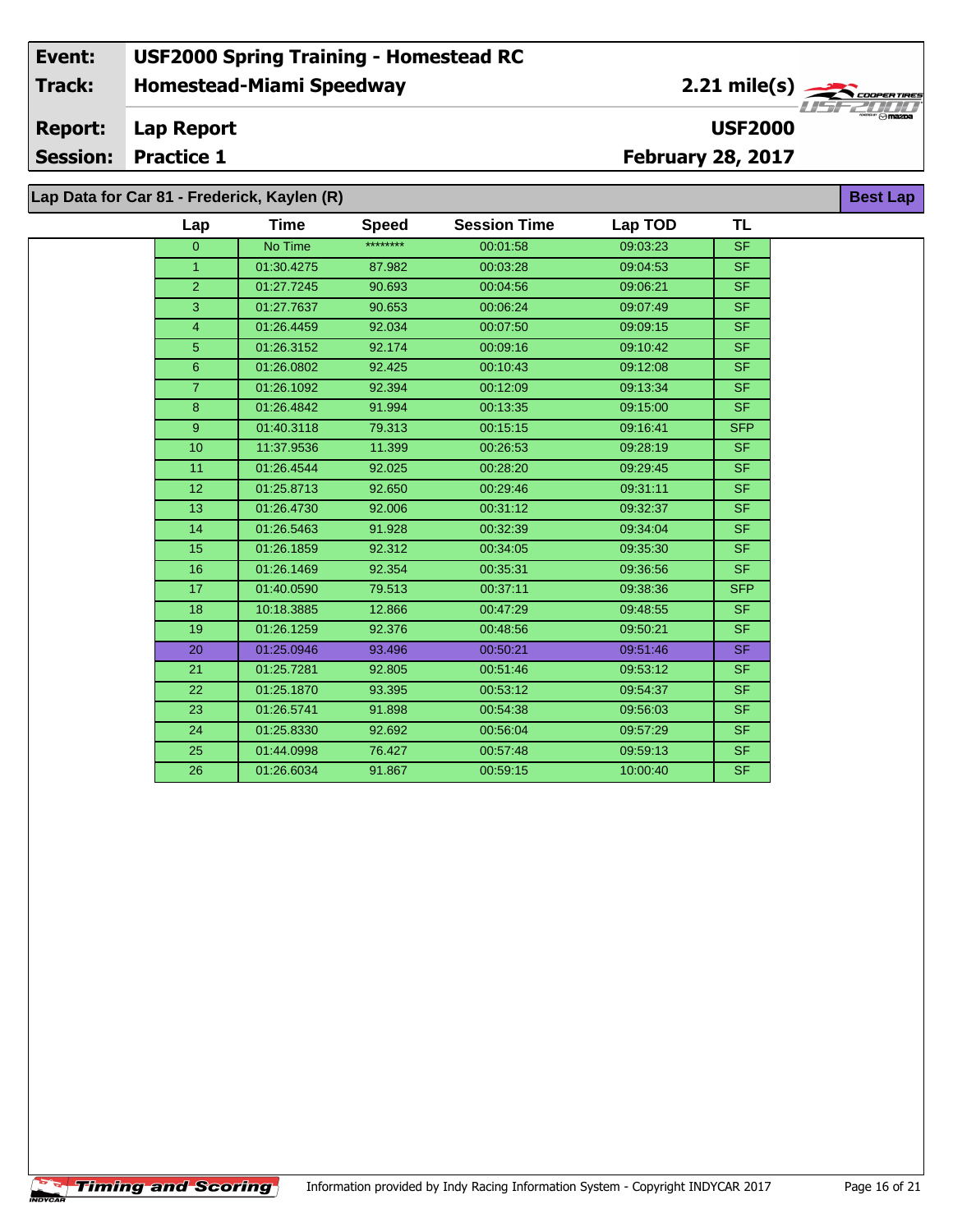**Event:** USF2000 Spring Training - Homestead RC
**Track:** Homestead-Miami Speedway — 2.21 mile(s)
**Report:** Lap Report — USF2000
**Session:** Practice 1 — February 28, 2017

## Lap Data for Car 81 - Frederick, Kaylen (R)

Best Lap

| Lap | Time | Speed | Session Time | Lap TOD | TL |
|---|---|---|---|---|---|
| 0 | No Time | ******** | 00:01:58 | 09:03:23 | SF |
| 1 | 01:30.4275 | 87.982 | 00:03:28 | 09:04:53 | SF |
| 2 | 01:27.7245 | 90.693 | 00:04:56 | 09:06:21 | SF |
| 3 | 01:27.7637 | 90.653 | 00:06:24 | 09:07:49 | SF |
| 4 | 01:26.4459 | 92.034 | 00:07:50 | 09:09:15 | SF |
| 5 | 01:26.3152 | 92.174 | 00:09:16 | 09:10:42 | SF |
| 6 | 01:26.0802 | 92.425 | 00:10:43 | 09:12:08 | SF |
| 7 | 01:26.1092 | 92.394 | 00:12:09 | 09:13:34 | SF |
| 8 | 01:26.4842 | 91.994 | 00:13:35 | 09:15:00 | SF |
| 9 | 01:40.3118 | 79.313 | 00:15:15 | 09:16:41 | SFP |
| 10 | 11:37.9536 | 11.399 | 00:26:53 | 09:28:19 | SF |
| 11 | 01:26.4544 | 92.025 | 00:28:20 | 09:29:45 | SF |
| 12 | 01:25.8713 | 92.650 | 00:29:46 | 09:31:11 | SF |
| 13 | 01:26.4730 | 92.006 | 00:31:12 | 09:32:37 | SF |
| 14 | 01:26.5463 | 91.928 | 00:32:39 | 09:34:04 | SF |
| 15 | 01:26.1859 | 92.312 | 00:34:05 | 09:35:30 | SF |
| 16 | 01:26.1469 | 92.354 | 00:35:31 | 09:36:56 | SF |
| 17 | 01:40.0590 | 79.513 | 00:37:11 | 09:38:36 | SFP |
| 18 | 10:18.3885 | 12.866 | 00:47:29 | 09:48:55 | SF |
| 19 | 01:26.1259 | 92.376 | 00:48:56 | 09:50:21 | SF |
| 20 | 01:25.0946 | 93.496 | 00:50:21 | 09:51:46 | SF |
| 21 | 01:25.7281 | 92.805 | 00:51:46 | 09:53:12 | SF |
| 22 | 01:25.1870 | 93.395 | 00:53:12 | 09:54:37 | SF |
| 23 | 01:26.5741 | 91.898 | 00:54:38 | 09:56:03 | SF |
| 24 | 01:25.8330 | 92.692 | 00:56:04 | 09:57:29 | SF |
| 25 | 01:44.0998 | 76.427 | 00:57:48 | 09:59:13 | SF |
| 26 | 01:26.6034 | 91.867 | 00:59:15 | 10:00:40 | SF |

Timing and Scoring — Information provided by Indy Racing Information System - Copyright INDYCAR 2017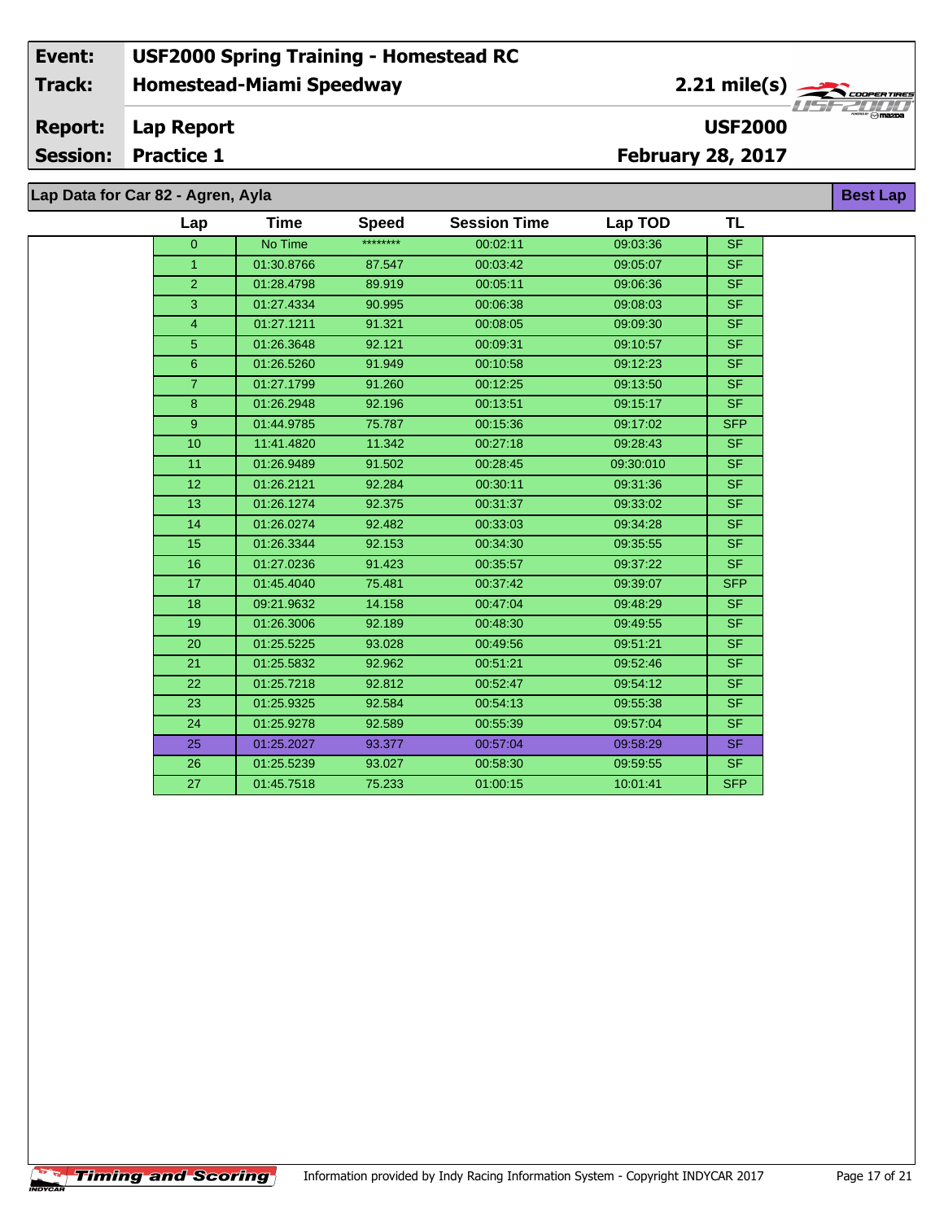| Event: | USF2000 Spring Training - Homestead RC | |
|---|---|---|
| Track: | Homestead-Miami Speedway | 2.21 mile(s) |
| Report: | Lap Report | USF2000 |
| Session: | Practice 1 | February 28, 2017 |

## Lap Data for Car 82 - Agren, Ayla

Best Lap

| Lap | Time | Speed | Session Time | Lap TOD | TL |
|---|---|---|---|---|---|
| 0 | No Time | ******** | 00:02:11 | 09:03:36 | SF |
| 1 | 01:30.8766 | 87.547 | 00:03:42 | 09:05:07 | SF |
| 2 | 01:28.4798 | 89.919 | 00:05:11 | 09:06:36 | SF |
| 3 | 01:27.4334 | 90.995 | 00:06:38 | 09:08:03 | SF |
| 4 | 01:27.1211 | 91.321 | 00:08:05 | 09:09:30 | SF |
| 5 | 01:26.3648 | 92.121 | 00:09:31 | 09:10:57 | SF |
| 6 | 01:26.5260 | 91.949 | 00:10:58 | 09:12:23 | SF |
| 7 | 01:27.1799 | 91.260 | 00:12:25 | 09:13:50 | SF |
| 8 | 01:26.2948 | 92.196 | 00:13:51 | 09:15:17 | SF |
| 9 | 01:44.9785 | 75.787 | 00:15:36 | 09:17:02 | SFP |
| 10 | 11:41.4820 | 11.342 | 00:27:18 | 09:28:43 | SF |
| 11 | 01:26.9489 | 91.502 | 00:28:45 | 09:30:010 | SF |
| 12 | 01:26.2121 | 92.284 | 00:30:11 | 09:31:36 | SF |
| 13 | 01:26.1274 | 92.375 | 00:31:37 | 09:33:02 | SF |
| 14 | 01:26.0274 | 92.482 | 00:33:03 | 09:34:28 | SF |
| 15 | 01:26.3344 | 92.153 | 00:34:30 | 09:35:55 | SF |
| 16 | 01:27.0236 | 91.423 | 00:35:57 | 09:37:22 | SF |
| 17 | 01:45.4040 | 75.481 | 00:37:42 | 09:39:07 | SFP |
| 18 | 09:21.9632 | 14.158 | 00:47:04 | 09:48:29 | SF |
| 19 | 01:26.3006 | 92.189 | 00:48:30 | 09:49:55 | SF |
| 20 | 01:25.5225 | 93.028 | 00:49:56 | 09:51:21 | SF |
| 21 | 01:25.5832 | 92.962 | 00:51:21 | 09:52:46 | SF |
| 22 | 01:25.7218 | 92.812 | 00:52:47 | 09:54:12 | SF |
| 23 | 01:25.9325 | 92.584 | 00:54:13 | 09:55:38 | SF |
| 24 | 01:25.9278 | 92.589 | 00:55:39 | 09:57:04 | SF |
| 25 | 01:25.2027 | 93.377 | 00:57:04 | 09:58:29 | SF |
| 26 | 01:25.5239 | 93.027 | 00:58:30 | 09:59:55 | SF |
| 27 | 01:45.7518 | 75.233 | 01:00:15 | 10:01:41 | SFP |

Information provided by Indy Racing Information System - Copyright INDYCAR 2017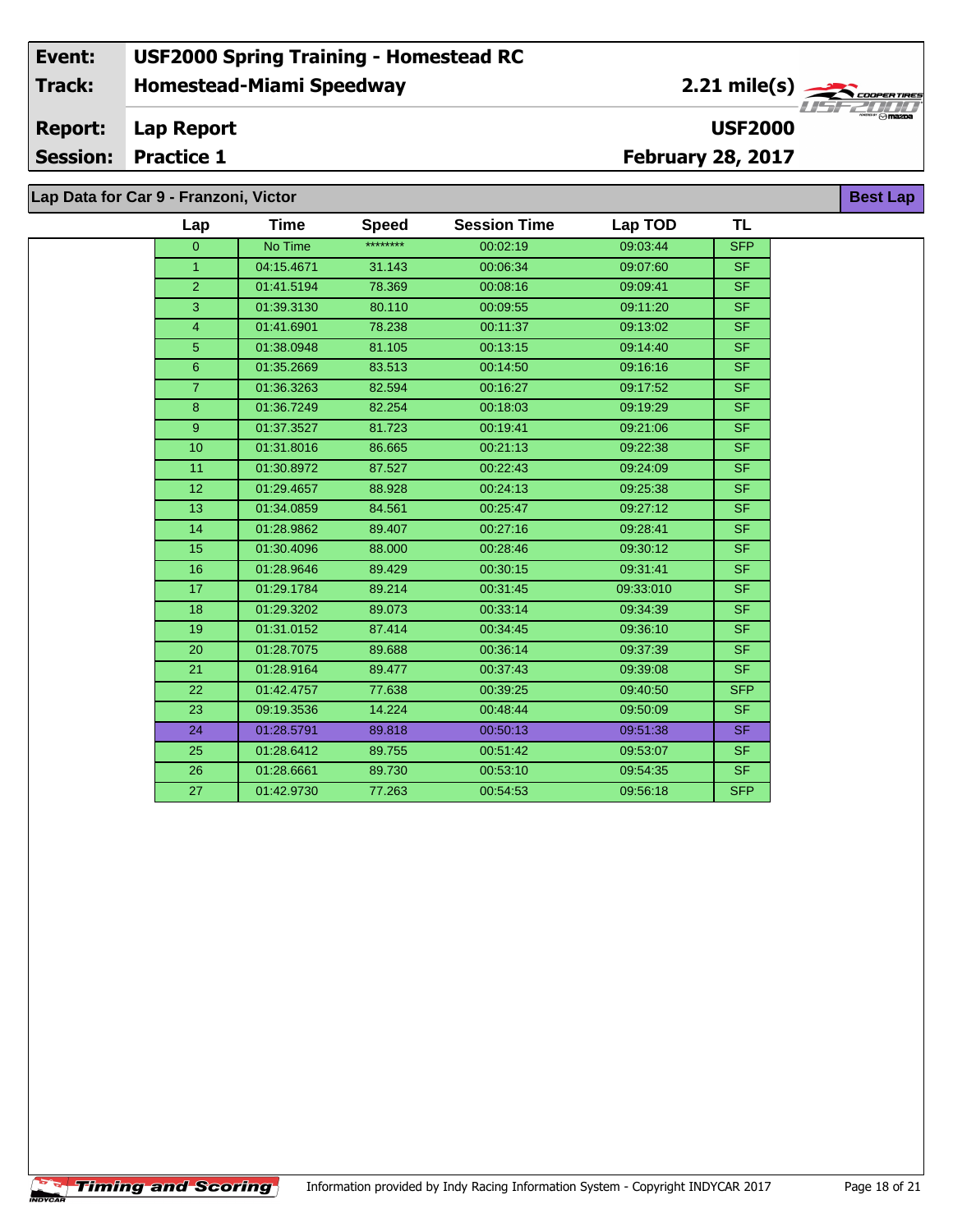| Event: | USF2000 Spring Training - Homestead RC | |
|---|---|---|
| Track: | Homestead-Miami Speedway | 2.21 mile(s) |
| Report: | Lap Report | USF2000 |
| Session: | Practice 1 | February 28, 2017 |

## Lap Data for Car 9 - Franzoni, Victor

**Best Lap**

| Lap | Time | Speed | Session Time | Lap TOD | TL |
|---|---|---|---|---|---|
| 0 | No Time | ******** | 00:02:19 | 09:03:44 | SFP |
| 1 | 04:15.4671 | 31.143 | 00:06:34 | 09:07:60 | SF |
| 2 | 01:41.5194 | 78.369 | 00:08:16 | 09:09:41 | SF |
| 3 | 01:39.3130 | 80.110 | 00:09:55 | 09:11:20 | SF |
| 4 | 01:41.6901 | 78.238 | 00:11:37 | 09:13:02 | SF |
| 5 | 01:38.0948 | 81.105 | 00:13:15 | 09:14:40 | SF |
| 6 | 01:35.2669 | 83.513 | 00:14:50 | 09:16:16 | SF |
| 7 | 01:36.3263 | 82.594 | 00:16:27 | 09:17:52 | SF |
| 8 | 01:36.7249 | 82.254 | 00:18:03 | 09:19:29 | SF |
| 9 | 01:37.3527 | 81.723 | 00:19:41 | 09:21:06 | SF |
| 10 | 01:31.8016 | 86.665 | 00:21:13 | 09:22:38 | SF |
| 11 | 01:30.8972 | 87.527 | 00:22:43 | 09:24:09 | SF |
| 12 | 01:29.4657 | 88.928 | 00:24:13 | 09:25:38 | SF |
| 13 | 01:34.0859 | 84.561 | 00:25:47 | 09:27:12 | SF |
| 14 | 01:28.9862 | 89.407 | 00:27:16 | 09:28:41 | SF |
| 15 | 01:30.4096 | 88.000 | 00:28:46 | 09:30:12 | SF |
| 16 | 01:28.9646 | 89.429 | 00:30:15 | 09:31:41 | SF |
| 17 | 01:29.1784 | 89.214 | 00:31:45 | 09:33:010 | SF |
| 18 | 01:29.3202 | 89.073 | 00:33:14 | 09:34:39 | SF |
| 19 | 01:31.0152 | 87.414 | 00:34:45 | 09:36:10 | SF |
| 20 | 01:28.7075 | 89.688 | 00:36:14 | 09:37:39 | SF |
| 21 | 01:28.9164 | 89.477 | 00:37:43 | 09:39:08 | SF |
| 22 | 01:42.4757 | 77.638 | 00:39:25 | 09:40:50 | SFP |
| 23 | 09:19.3536 | 14.224 | 00:48:44 | 09:50:09 | SF |
| 24 | 01:28.5791 | 89.818 | 00:50:13 | 09:51:38 | SF |
| 25 | 01:28.6412 | 89.755 | 00:51:42 | 09:53:07 | SF |
| 26 | 01:28.6661 | 89.730 | 00:53:10 | 09:54:35 | SF |
| 27 | 01:42.9730 | 77.263 | 00:54:53 | 09:56:18 | SFP |

Information provided by Indy Racing Information System - Copyright INDYCAR 2017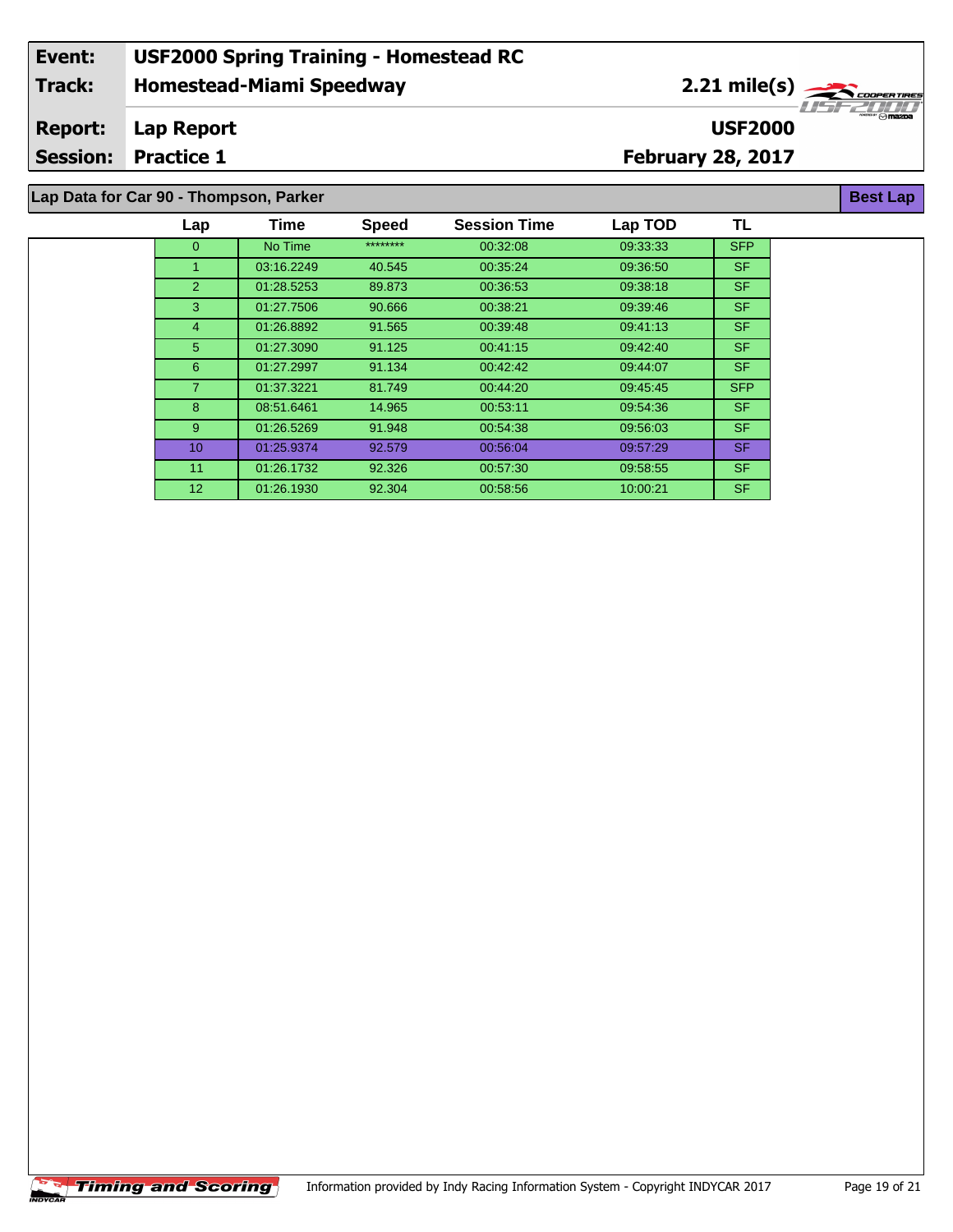| Event: | USF2000 Spring Training - Homestead RC | |
|---|---|---|
| Track: | Homestead-Miami Speedway | 2.21 mile(s) |
| Report: | Lap Report | USF2000 |
| Session: | Practice 1 | February 28, 2017 |

## Lap Data for Car 90 - Thompson, Parker

**Best Lap**

| Lap | Time | Speed | Session Time | Lap TOD | TL |
|---|---|---|---|---|---|
| 0 | No Time | ******** | 00:32:08 | 09:33:33 | SFP |
| 1 | 03:16.2249 | 40.545 | 00:35:24 | 09:36:50 | SF |
| 2 | 01:28.5253 | 89.873 | 00:36:53 | 09:38:18 | SF |
| 3 | 01:27.7506 | 90.666 | 00:38:21 | 09:39:46 | SF |
| 4 | 01:26.8892 | 91.565 | 00:39:48 | 09:41:13 | SF |
| 5 | 01:27.3090 | 91.125 | 00:41:15 | 09:42:40 | SF |
| 6 | 01:27.2997 | 91.134 | 00:42:42 | 09:44:07 | SF |
| 7 | 01:37.3221 | 81.749 | 00:44:20 | 09:45:45 | SFP |
| 8 | 08:51.6461 | 14.965 | 00:53:11 | 09:54:36 | SF |
| 9 | 01:26.5269 | 91.948 | 00:54:38 | 09:56:03 | SF |
| 10 | 01:25.9374 | 92.579 | 00:56:04 | 09:57:29 | SF |
| 11 | 01:26.1732 | 92.326 | 00:57:30 | 09:58:55 | SF |
| 12 | 01:26.1930 | 92.304 | 00:58:56 | 10:00:21 | SF |

Information provided by Indy Racing Information System - Copyright INDYCAR 2017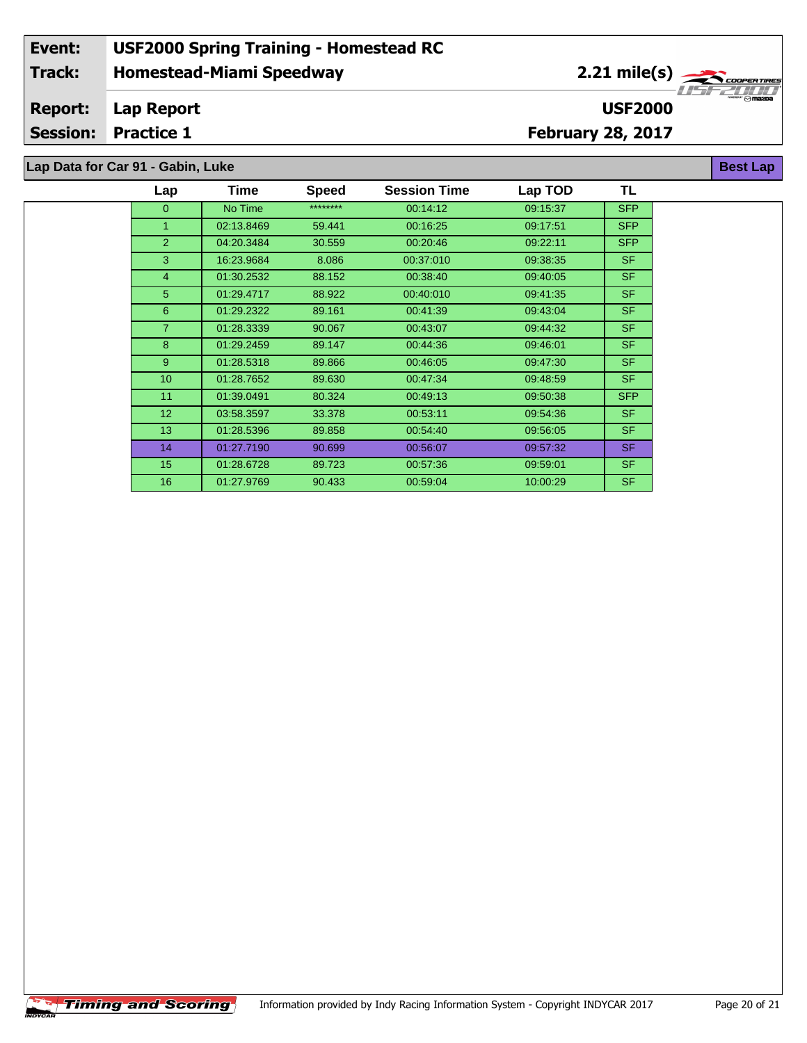| | |
|---|---|
| **Event:** | **USF2000 Spring Training - Homestead RC** |
| **Track:** | **Homestead-Miami Speedway** — **2.21 mile(s)** |
| **Report:** | **Lap Report** — **USF2000** |
| **Session:** | **Practice 1** — **February 28, 2017** |

## Lap Data for Car 91 - Gabin, Luke

**Best Lap**

| Lap | Time | Speed | Session Time | Lap TOD | TL |
|---|---|---|---|---|---|
| 0 | No Time | ******** | 00:14:12 | 09:15:37 | SFP |
| 1 | 02:13.8469 | 59.441 | 00:16:25 | 09:17:51 | SFP |
| 2 | 04:20.3484 | 30.559 | 00:20:46 | 09:22:11 | SFP |
| 3 | 16:23.9684 | 8.086 | 00:37:010 | 09:38:35 | SF |
| 4 | 01:30.2532 | 88.152 | 00:38:40 | 09:40:05 | SF |
| 5 | 01:29.4717 | 88.922 | 00:40:010 | 09:41:35 | SF |
| 6 | 01:29.2322 | 89.161 | 00:41:39 | 09:43:04 | SF |
| 7 | 01:28.3339 | 90.067 | 00:43:07 | 09:44:32 | SF |
| 8 | 01:29.2459 | 89.147 | 00:44:36 | 09:46:01 | SF |
| 9 | 01:28.5318 | 89.866 | 00:46:05 | 09:47:30 | SF |
| 10 | 01:28.7652 | 89.630 | 00:47:34 | 09:48:59 | SF |
| 11 | 01:39.0491 | 80.324 | 00:49:13 | 09:50:38 | SFP |
| 12 | 03:58.3597 | 33.378 | 00:53:11 | 09:54:36 | SF |
| 13 | 01:28.5396 | 89.858 | 00:54:40 | 09:56:05 | SF |
| 14 | 01:27.7190 | 90.699 | 00:56:07 | 09:57:32 | SF |
| 15 | 01:28.6728 | 89.723 | 00:57:36 | 09:59:01 | SF |
| 16 | 01:27.9769 | 90.433 | 00:59:04 | 10:00:29 | SF |

Information provided by Indy Racing Information System - Copyright INDYCAR 2017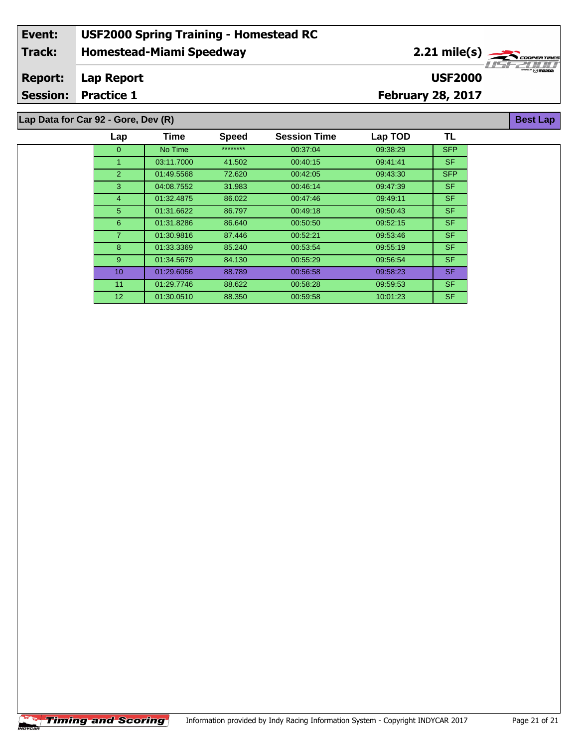| | |
|---|---|
| **Event:** | **USF2000 Spring Training - Homestead RC** |
| **Track:** | **Homestead-Miami Speedway** |
| **Report:** | **Lap Report** |
| **Session:** | **Practice 1** |

**2.21 mile(s)**

**USF2000**

**February 28, 2017**

## Lap Data for Car 92 - Gore, Dev (R)

**Best Lap**

| Lap | Time | Speed | Session Time | Lap TOD | TL |
|---|---|---|---|---|---|
| 0 | No Time | ******** | 00:37:04 | 09:38:29 | SFP |
| 1 | 03:11.7000 | 41.502 | 00:40:15 | 09:41:41 | SF |
| 2 | 01:49.5568 | 72.620 | 00:42:05 | 09:43:30 | SFP |
| 3 | 04:08.7552 | 31.983 | 00:46:14 | 09:47:39 | SF |
| 4 | 01:32.4875 | 86.022 | 00:47:46 | 09:49:11 | SF |
| 5 | 01:31.6622 | 86.797 | 00:49:18 | 09:50:43 | SF |
| 6 | 01:31.8286 | 86.640 | 00:50:50 | 09:52:15 | SF |
| 7 | 01:30.9816 | 87.446 | 00:52:21 | 09:53:46 | SF |
| 8 | 01:33.3369 | 85.240 | 00:53:54 | 09:55:19 | SF |
| 9 | 01:34.5679 | 84.130 | 00:55:29 | 09:56:54 | SF |
| 10 | 01:29.6056 | 88.789 | 00:56:58 | 09:58:23 | SF |
| 11 | 01:29.7746 | 88.622 | 00:58:28 | 09:59:53 | SF |
| 12 | 01:30.0510 | 88.350 | 00:59:58 | 10:01:23 | SF |

Timing and Scoring

Information provided by Indy Racing Information System - Copyright INDYCAR 2017